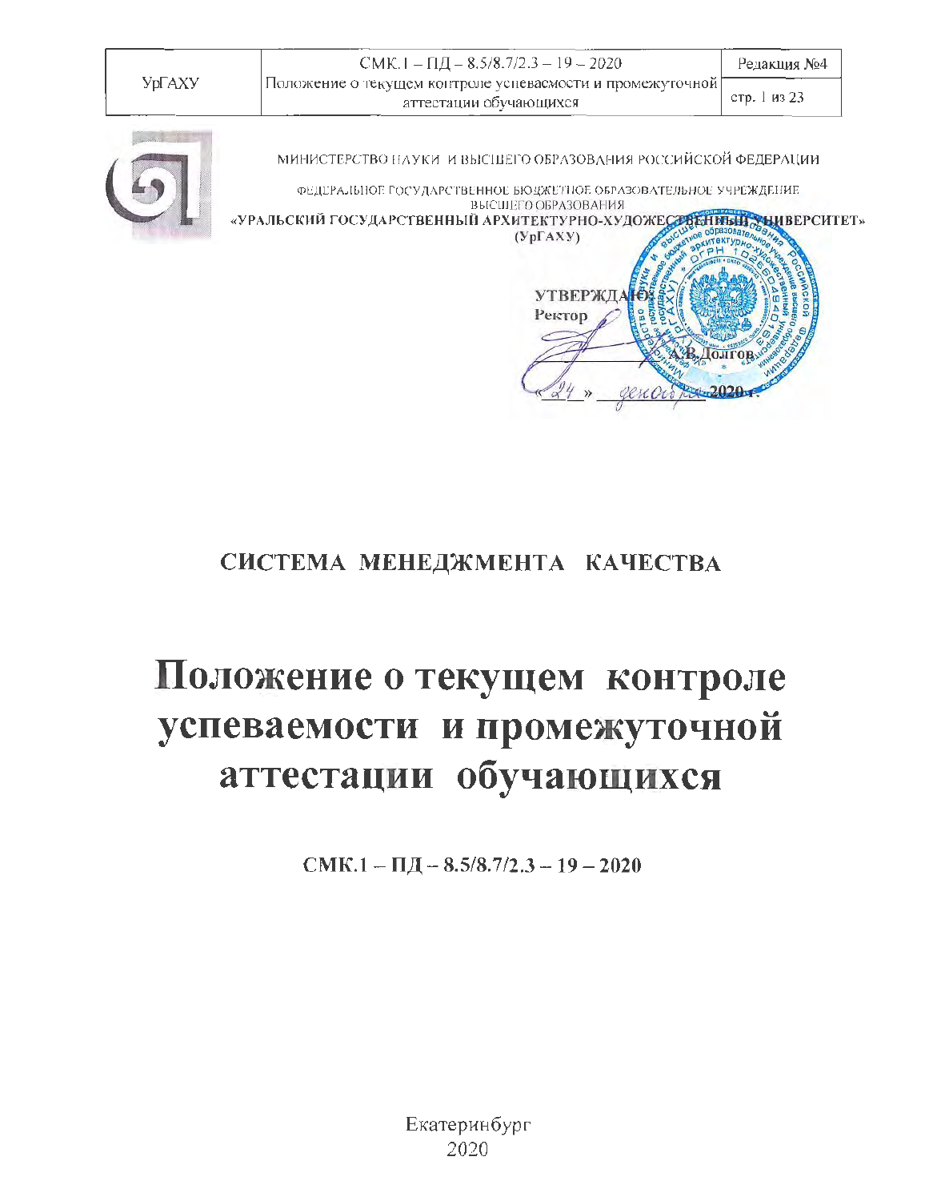МИНИСТЕРСТВО НАУКИ И ВЫСШЕГО ОБРАЗОВАНИЯ РОССИЙСКОЙ ФЕДЕРАЦИИ

ФЕДЕРАЛЬНОЕ ГОСУДАРСТВЕННОЕ БЮДЖЕТНОЕ ОБРАЗОВАТЕЛЬНОЕ УЧРЕЖДЕНИЕ ВЫСШЕГО ОБРАЗОВАНИЯ
**«УРАЛЬСКИЙ ГОСУДАРСТВЕННЫЙ АРХИТЕКТУРНО-ХУДОЖЕСТВЕННЫЙ УНИВЕРСИТЕТ»**
**(УрГАХУ)**

**УТВЕРЖДАЮ:**
**Ректор**

_____________ **А.В. Долгов**

«24» декабря **2020 г.**

# СИСТЕМА МЕНЕДЖМЕНТА КАЧЕСТВА

# Положение о текущем контроле успеваемости и промежуточной аттестации обучающихся

**СМК.1 – ПД – 8.5/8.7/2.3 – 19 – 2020**

Екатеринбург
2020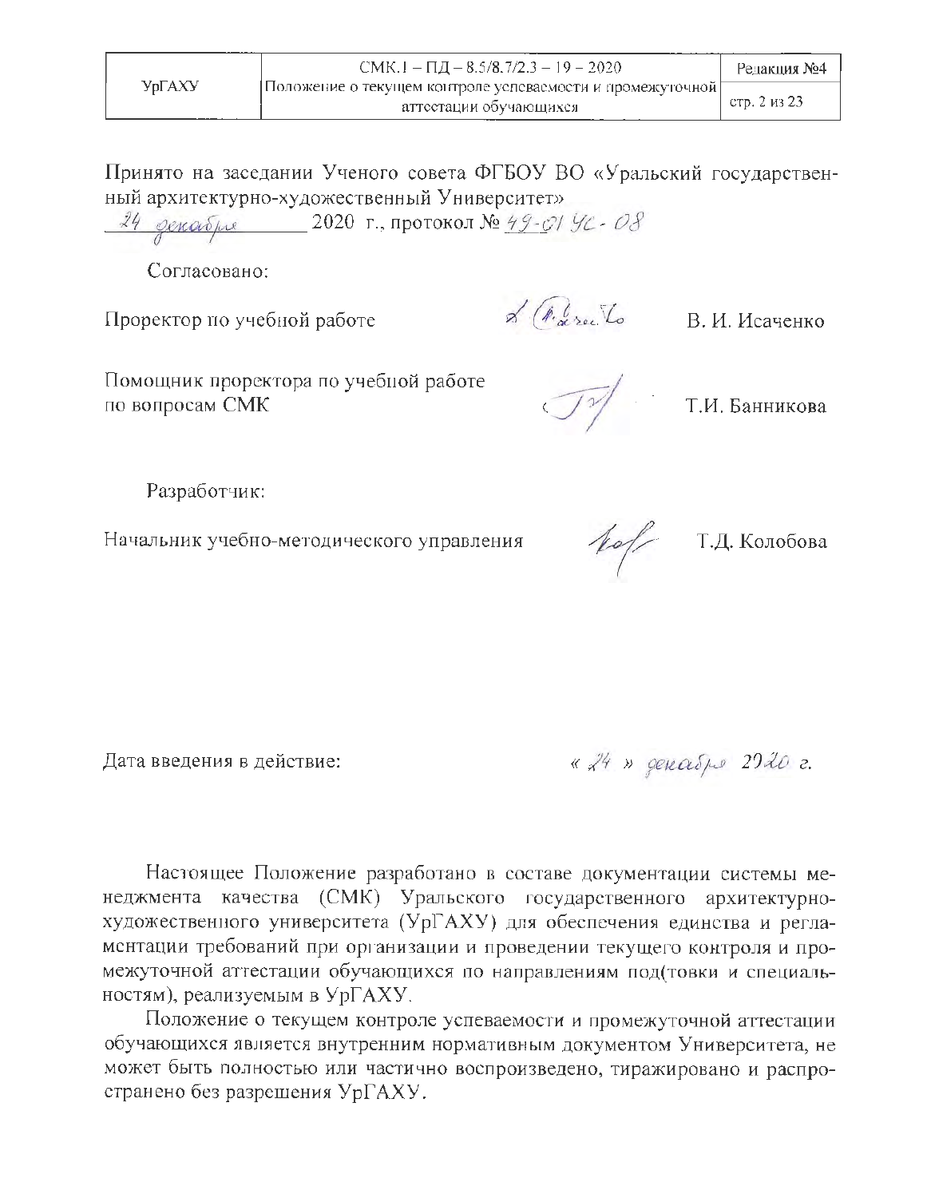Принято на заседании Ученого совета ФГБОУ ВО «Уральский государственный архитектурно-художественный Университет»
24 декабря 2020 г., протокол № 49-01 УС-08

Согласовано:

Проректор по учебной работе — В. И. Исаченко

Помощник проректора по учебной работе по вопросам СМК — Т.И. Банникова

Разработчик:

Начальник учебно-методического управления — Т.Д. Колобова

Дата введения в действие: « 24 » декабря 2020 г.

Настоящее Положение разработано в составе документации системы менеджмента качества (СМК) Уральского государственного архитектурно-художественного университета (УрГАХУ) для обеспечения единства и регламентации требований при организации и проведении текущего контроля и промежуточной аттестации обучающихся по направлениям под(товки и специальностям), реализуемым в УрГАХУ.

Положение о текущем контроле успеваемости и промежуточной аттестации обучающихся является внутренним нормативным документом Университета, не может быть полностью или частично воспроизведено, тиражировано и распространено без разрешения УрГАХУ.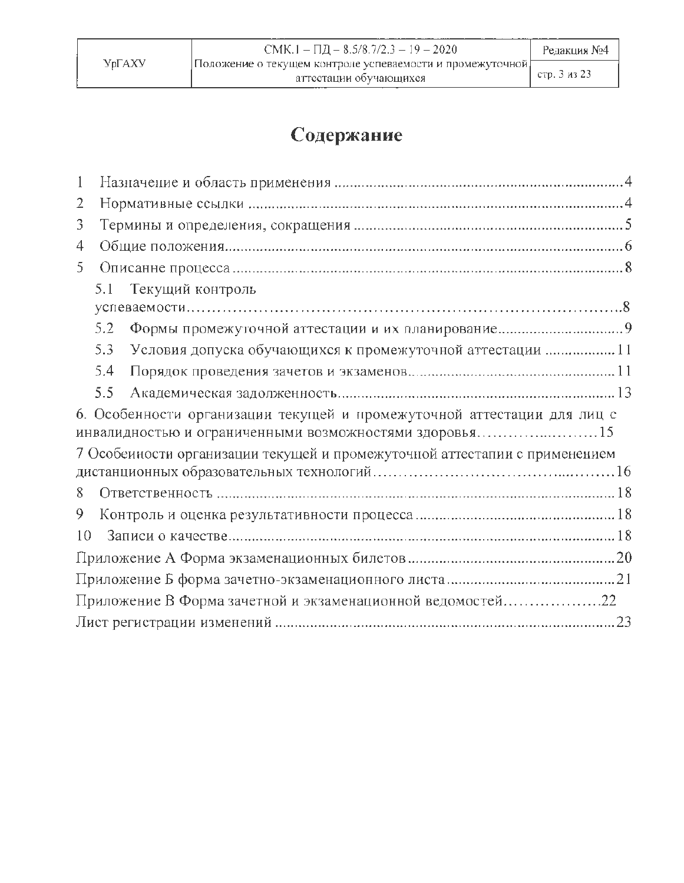# Содержание

1 Назначение и область применения ....................................................................4

2 Нормативные ссылки ..........................................................................................4

3 Термины и определения, сокращения ...............................................................5

4 Общие положения..................................................................................................6

5 Описанне процесса ................................................................................................8

5.1 Текущий контроль успеваемости..................................................................................8

5.2 Формы промежуточной аттестации и их планирование...............................9

5.3 Условия допуска обучающихся к промежуточной аттестации ................11

5.4 Порядок проведения зачетов и экзаменов..................................................11

5.5 Академическая задолженность.....................................................................13

6. Особенности организации текущей и промежуточной аттестации для лиц с инвалидностью и ограниченными возможностями здоровья.......................15

7 Особенности организации текущей и промежуточной аттестапии с применением дистанционных образовательных технологий..........................................16

8 Ответственность ..................................................................................................18

9 Контроль и оценка результативности процесса ..............................................18

10 Записи о качестве.................................................................................................18

Приложение А Форма экзаменационных билетов ..............................................20

Приложение Б форма зачетно-экзаменационного листа ....................................21

Приложение В Форма зачетной и экзаменационной ведомостей.....................22

Лист регистрации изменений .................................................................................23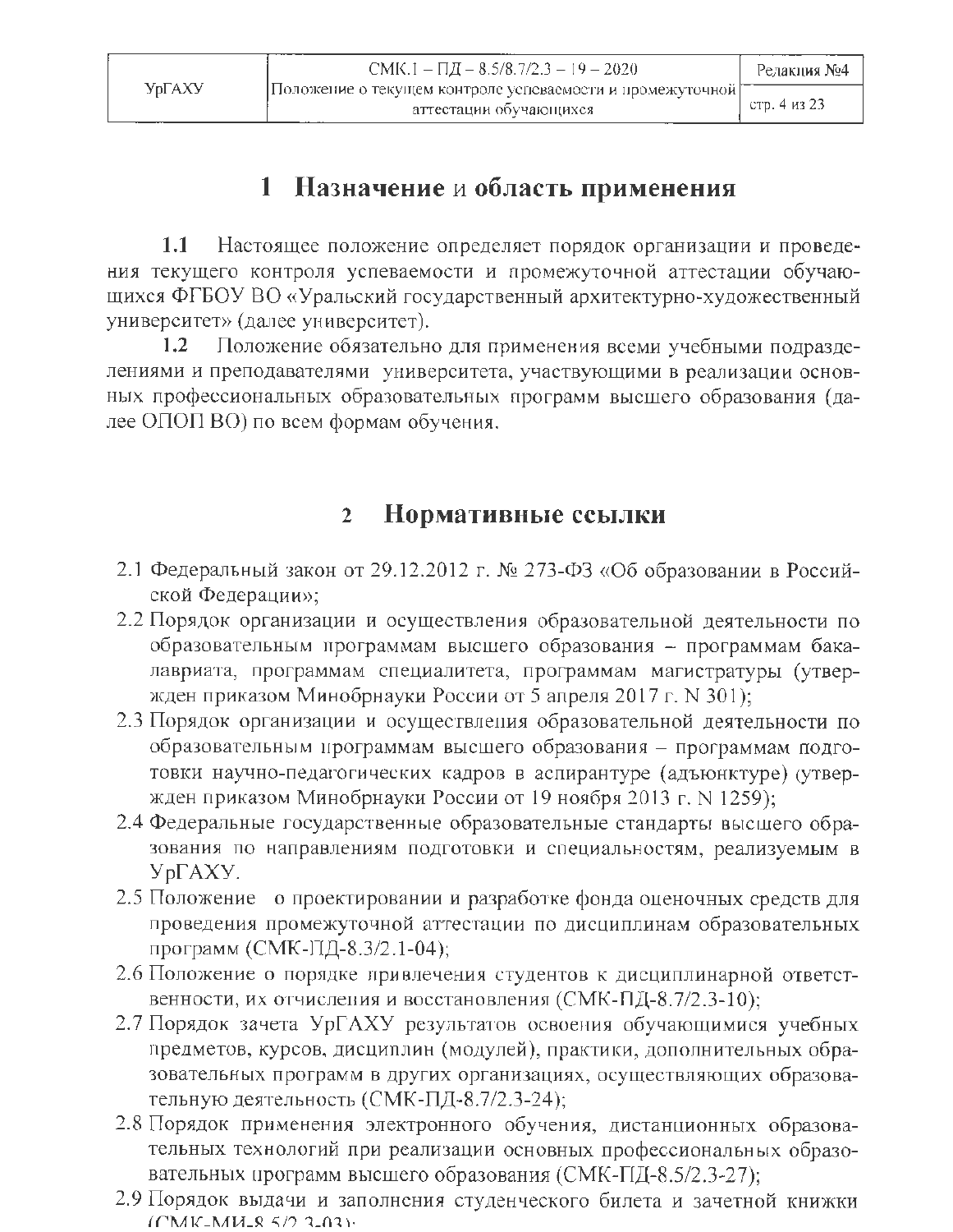# 1 Назначение и область применения

**1.1** Настоящее положение определяет порядок организации и проведения текущего контроля успеваемости и промежуточной аттестации обучающихся ФГБОУ ВО «Уральский государственный архитектурно-художественный университет» (далее университет).

**1.2** Положение обязательно для применения всеми учебными подразделениями и преподавателями университета, участвующими в реализации основных профессиональных образовательных программ высшего образования (далее ОПОП ВО) по всем формам обучения.

# 2 Нормативные ссылки

2.1 Федеральный закон от 29.12.2012 г. № 273-ФЗ «Об образовании в Российской Федерации»;

2.2 Порядок организации и осуществления образовательной деятельности по образовательным программам высшего образования – программам бакалавриата, программам специалитета, программам магистратуры (утвержден приказом Минобрнауки России от 5 апреля 2017 г. N 301);

2.3 Порядок организации и осуществления образовательной деятельности по образовательным программам высшего образования – программам подготовки научно-педагогических кадров в аспирантуре (адъюнктуре) (утвержден приказом Минобрнауки России от 19 ноября 2013 г. N 1259);

2.4 Федеральные государственные образовательные стандарты высшего образования по направлениям подготовки и специальностям, реализуемым в УрГАХУ.

2.5 Положение о проектировании и разработке фонда оценочных средств для проведения промежуточной аттестации по дисциплинам образовательных программ (СМК-ПД-8.3/2.1-04);

2.6 Положение о порядке привлечения студентов к дисциплинарной ответственности, их отчисления и восстановления (СМК-ПД-8.7/2.3-10);

2.7 Порядок зачета УрГАХУ результатов освоения обучающимися учебных предметов, курсов, дисциплин (модулей), практики, дополнительных образовательных программ в других организациях, осуществляющих образовательную деятельность (СМК-ПД-8.7/2.3-24);

2.8 Порядок применения электронного обучения, дистанционных образовательных технологий при реализации основных профессиональных образовательных программ высшего образования (СМК-ПД-8.5/2.3-27);

2.9 Порядок выдачи и заполнения студенческого билета и зачетной книжки (СМК-МИ-8.5/2.3-03);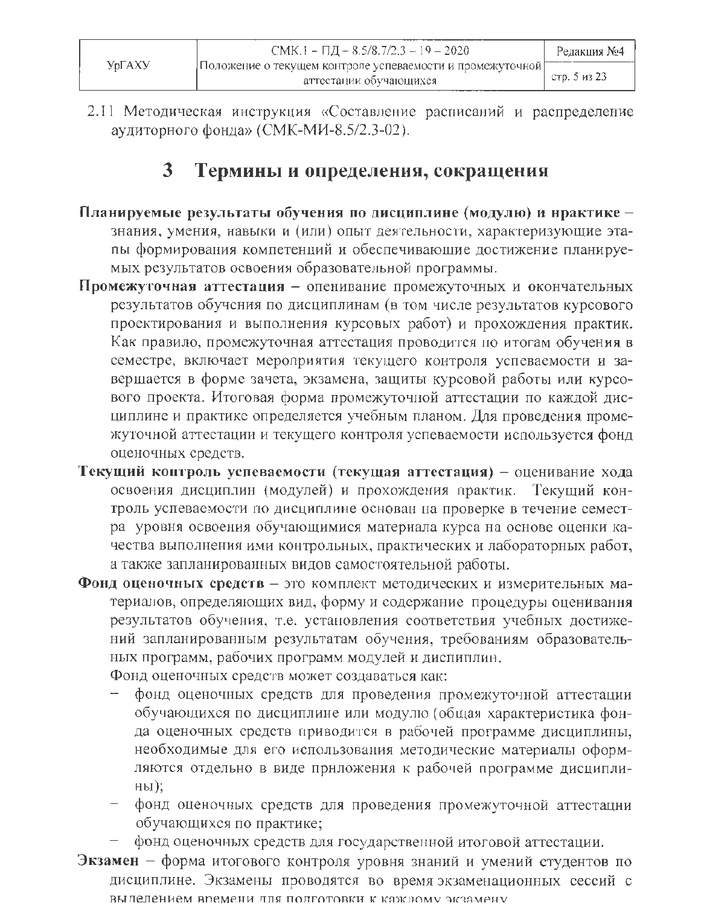2.11 Методическая инструкция «Составление расписаний и распределение аудиторного фонда» (СМК-МИ-8.5/2.3-02).

# 3 Термины и определения, сокращения

**Планируемые результаты обучения по дисциплине (модулю) и практике** – знания, умения, навыки и (или) опыт деятельности, характеризующие этапы формирования компетенций и обеспечивающие достижение планируемых результатов освоения образовательной программы.

**Промежуточная аттестация** – оценивание промежуточных и окончательных результатов обучения по дисциплинам (в том числе результатов курсового проектирования и выполнения курсовых работ) и прохождения практик. Как правило, промежуточная аттестация проводится по итогам обучения в семестре, включает мероприятия текущего контроля успеваемости и завершается в форме зачета, экзамена, защиты курсовой работы или курсового проекта. Итоговая форма промежуточной аттестации по каждой дисциплине и практике определяется учебным планом. Для проведения промежуточной аттестации и текущего контроля успеваемости используется фонд оценочных средств.

**Текущий контроль успеваемости (текущая аттестация)** – оценивание хода освоения дисциплин (модулей) и прохождения практик. Текущий контроль успеваемости по дисциплине основан на проверке в течение семестра уровня освоения обучающимися материала курса на основе оценки качества выполнения ими контрольных, практических и лабораторных работ, а также запланированных видов самостоятельной работы.

**Фонд оценочных средств** – это комплект методических и измерительных материалов, определяющих вид, форму и содержание процедуры оценивания результатов обучения, т.е. установления соответствия учебных достижений запланированным результатам обучения, требованиям образовательных программ, рабочих программ модулей и дисциплин.

Фонд оценочных средств может создаваться как:

- фонд оценочных средств для проведения промежуточной аттестации обучающихся по дисциплине или модулю (общая характеристика фонда оценочных средств приводится в рабочей программе дисциплины, необходимые для его использования методические материалы оформляются отдельно в виде приложения к рабочей программе дисциплины);
- фонд оценочных средств для проведения промежуточной аттестации обучающихся по практике;
- фонд оценочных средств для государственной итоговой аттестации.

**Экзамен** – форма итогового контроля уровня знаний и умений студентов по дисциплине. Экзамены проводятся во время экзаменационных сессий с выделением времени для подготовки к каждому экзамену.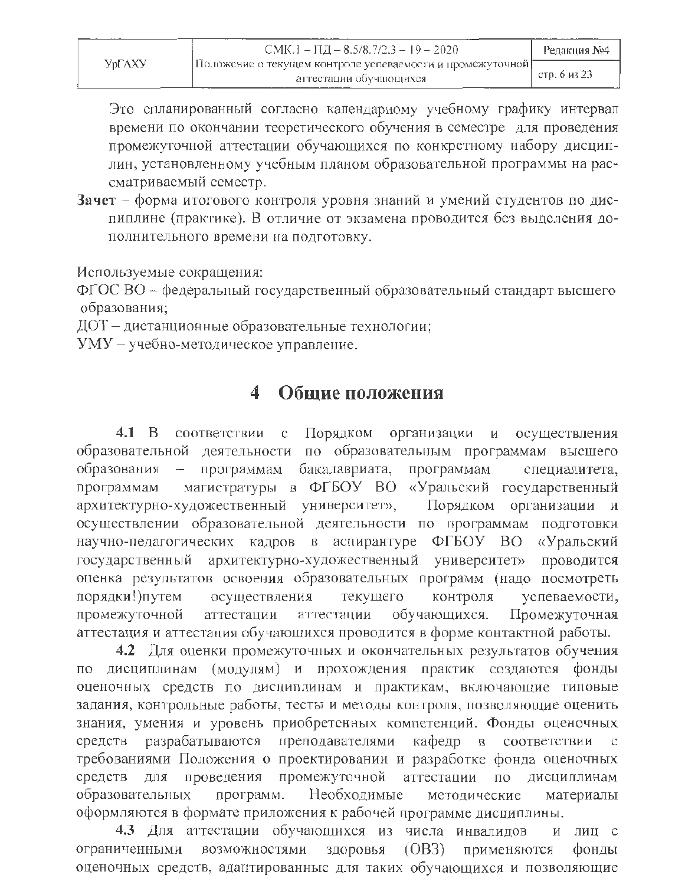Это спланированный согласно календарному учебному графику интервал времени по окончании теоретического обучения в семестре для проведения промежуточной аттестации обучающихся по конкретному набору дисциплин, установленному учебным планом образовательной программы на рассматриваемый семестр.

**Зачет** – форма итогового контроля уровня знаний и умений студентов по дисциплине (практике). В отличие от экзамена проводится без выделения дополнительного времени на подготовку.

Используемые сокращения:

ФГОС ВО – федеральный государственный образовательный стандарт высшего образования;

ДОТ – дистанционные образовательные технологии;

УМУ – учебно-методическое управление.

# 4 Общие положения

**4.1** В соответствии с Порядком организации и осуществления образовательной деятельности по образовательным программам высшего образования – программам бакалавриата, программам специалитета, программам магистратуры в ФГБОУ ВО «Уральский государственный архитектурно-художественный университет», Порядком организации и осуществлении образовательной деятельности по программам подготовки научно-педагогических кадров в аспирантуре ФГБОУ ВО «Уральский государственный архитектурно-художественный университет» проводится оценка результатов освоения образовательных программ (надо посмотреть порядки!)путем осуществления текущего контроля успеваемости, промежуточной аттестации аттестации обучающихся. Промежуточная аттестация и аттестация обучающихся проводится в форме контактной работы.

**4.2** Для оценки промежуточных и окончательных результатов обучения по дисциплинам (модулям) и прохождения практик создаются фонды оценочных средств по дисциплинам и практикам, включающие типовые задания, контрольные работы, тесты и методы контроля, позволяющие оценить знания, умения и уровень приобретенных компетенций. Фонды оценочных средств разрабатываются преподавателями кафедр в соответствии с требованиями Положения о проектировании и разработке фонда оценочных средств для проведения промежуточной аттестации по дисциплинам образовательных программ. Необходимые методические материалы оформляются в формате приложения к рабочей программе дисциплины.

**4.3** Для аттестации обучающихся из числа инвалидов и лиц с ограниченными возможностями здоровья (ОВЗ) применяются фонды оценочных средств, адаптированные для таких обучающихся и позволяющие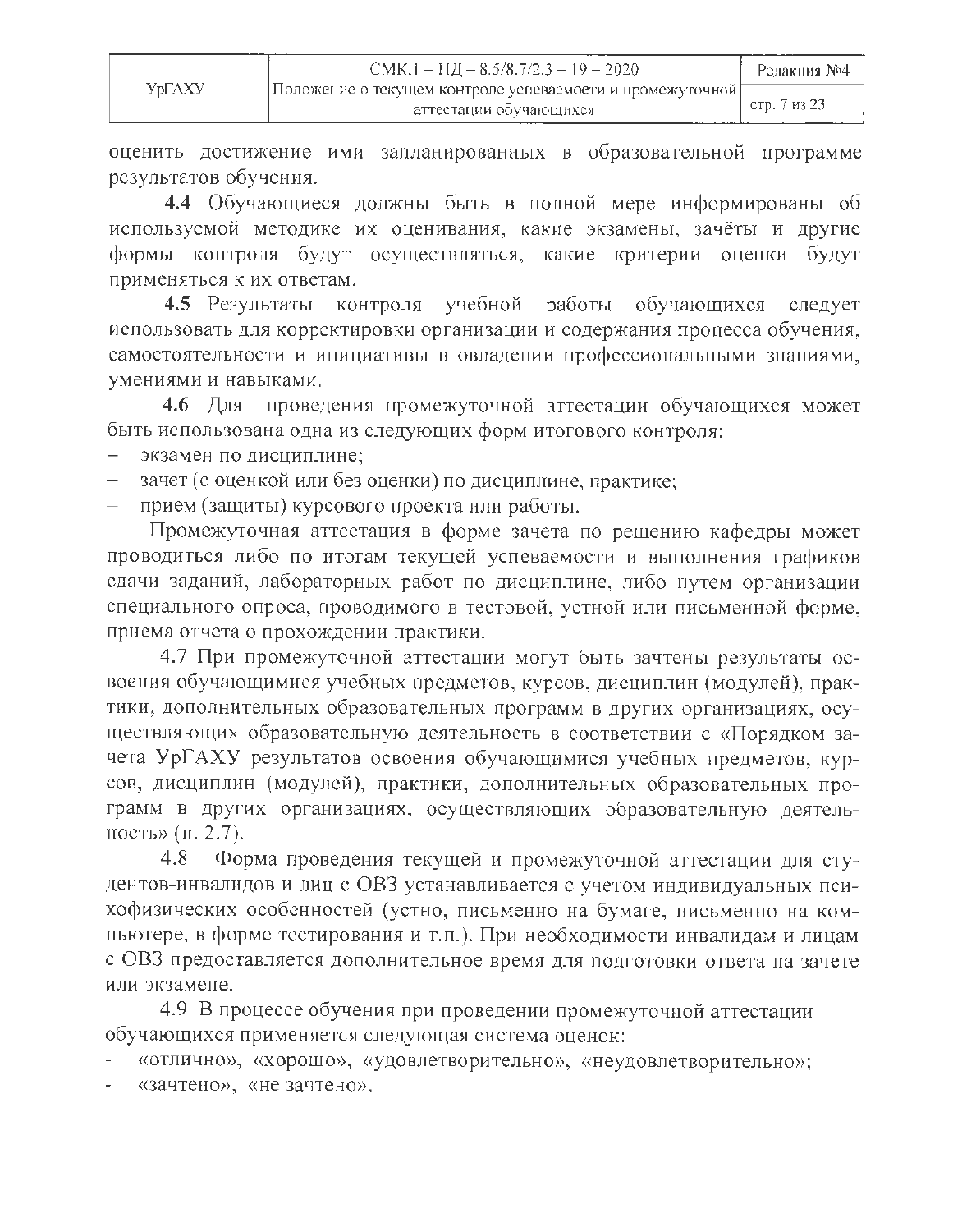оценить достижение ими запланированных в образовательной программе результатов обучения.

**4.4** Обучающиеся должны быть в полной мере информированы об используемой методике их оценивания, какие экзамены, зачёты и другие формы контроля будут осуществляться, какие критерии оценки будут применяться к их ответам.

**4.5** Результаты контроля учебной работы обучающихся следует использовать для корректировки организации и содержания процесса обучения, самостоятельности и инициативы в овладении профессиональными знаниями, умениями и навыками.

**4.6** Для проведения промежуточной аттестации обучающихся может быть использована одна из следующих форм итогового контроля:

– экзамен по дисциплине;
– зачет (с оценкой или без оценки) по дисциплине, практике;
– прием (защиты) курсового проекта или работы.

Промежуточная аттестация в форме зачета по решению кафедры может проводиться либо по итогам текущей успеваемости и выполнения графиков сдачи заданий, лабораторных работ по дисциплине, либо путем организации специального опроса, проводимого в тестовой, устной или письменной форме, приема отчета о прохождении практики.

4.7 При промежуточной аттестации могут быть зачтены результаты освоения обучающимися учебных предметов, курсов, дисциплин (модулей), практики, дополнительных образовательных программ в других организациях, осуществляющих образовательную деятельность в соответствии с «Порядком зачета УрГАХУ результатов освоения обучающимися учебных предметов, курсов, дисциплин (модулей), практики, дополнительных образовательных программ в других организациях, осуществляющих образовательную деятельность» (п. 2.7).

4.8 Форма проведения текущей и промежуточной аттестации для студентов-инвалидов и лиц с ОВЗ устанавливается с учетом индивидуальных психофизических особенностей (устно, письменно на бумаге, письменно на компьютере, в форме тестирования и т.п.). При необходимости инвалидам и лицам с ОВЗ предоставляется дополнительное время для подготовки ответа на зачете или экзамене.

4.9 В процессе обучения при проведении промежуточной аттестации обучающихся применяется следующая система оценок:

- «отлично», «хорошо», «удовлетворительно», «неудовлетворительно»;
- «зачтено», «не зачтено».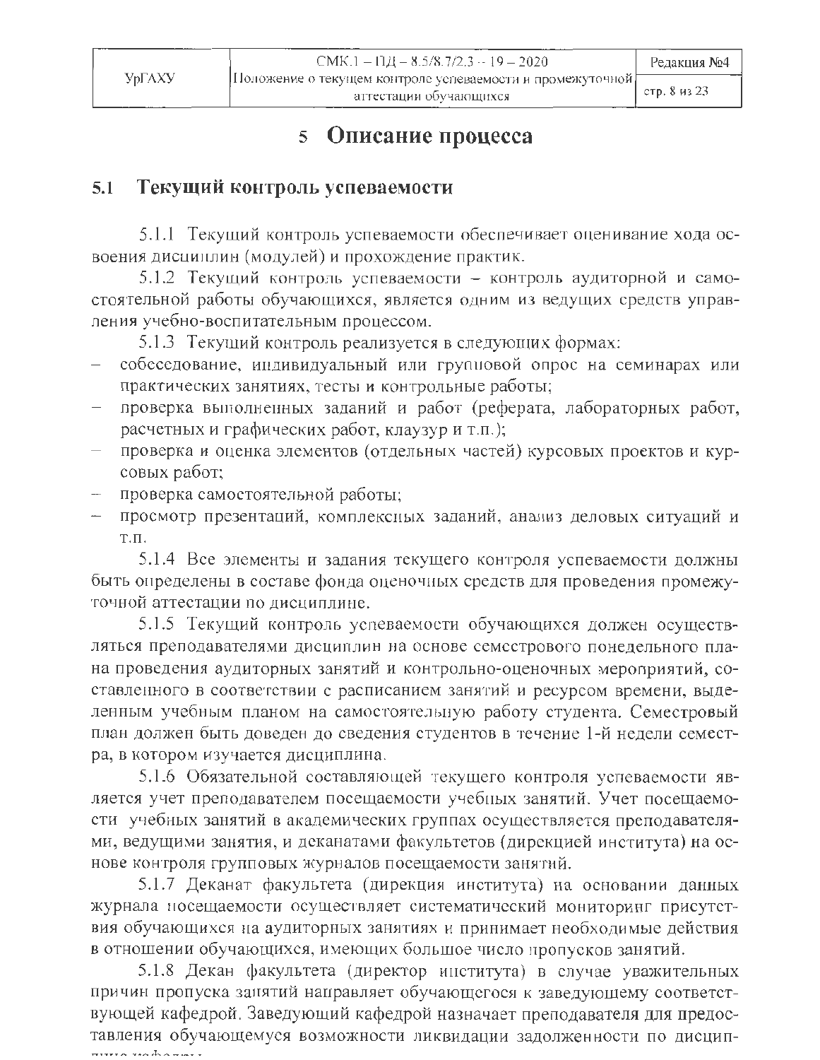# 5 Описание процесса

## 5.1 Текущий контроль успеваемости

5.1.1 Текущий контроль успеваемости обеспечивает оценивание хода освоения дисциплин (модулей) и прохождение практик.

5.1.2 Текущий контроль успеваемости – контроль аудиторной и самостоятельной работы обучающихся, является одним из ведущих средств управления учебно-воспитательным процессом.

5.1.3 Текущий контроль реализуется в следующих формах:

- собеседование, индивидуальный или групповой опрос на семинарах или практических занятиях, тесты и контрольные работы;
- проверка выполненных заданий и работ (реферата, лабораторных работ, расчетных и графических работ, клаузур и т.п.);
- проверка и оценка элементов (отдельных частей) курсовых проектов и курсовых работ;
- проверка самостоятельной работы;
- просмотр презентаций, комплексных заданий, анализ деловых ситуаций и т.п.

5.1.4 Все элементы и задания текущего контроля успеваемости должны быть определены в составе фонда оценочных средств для проведения промежуточной аттестации по дисциплине.

5.1.5 Текущий контроль успеваемости обучающихся должен осуществляться преподавателями дисциплин на основе семестрового понедельного плана проведения аудиторных занятий и контрольно-оценочных мероприятий, составленного в соответствии с расписанием занятий и ресурсом времени, выделенным учебным планом на самостоятельную работу студента. Семестровый план должен быть доведен до сведения студентов в течение 1-й недели семестра, в котором изучается дисциплина.

5.1.6 Обязательной составляющей текущего контроля успеваемости является учет преподавателем посещаемости учебных занятий. Учет посещаемости учебных занятий в академических группах осуществляется преподавателями, ведущими занятия, и деканатами факультетов (дирекцией института) на основе контроля групповых журналов посещаемости занятий.

5.1.7 Деканат факультета (дирекция института) на основании данных журнала посещаемости осуществляет систематический мониторинг присутствия обучающихся на аудиторных занятиях и принимает необходимые действия в отношении обучающихся, имеющих большое число пропусков занятий.

5.1.8 Декан факультета (директор института) в случае уважительных причин пропуска занятий направляет обучающегося к заведующему соответствующей кафедрой. Заведующий кафедрой назначает преподавателя для предоставления обучающемуся возможности ликвидации задолженности по дисциплине кафедры.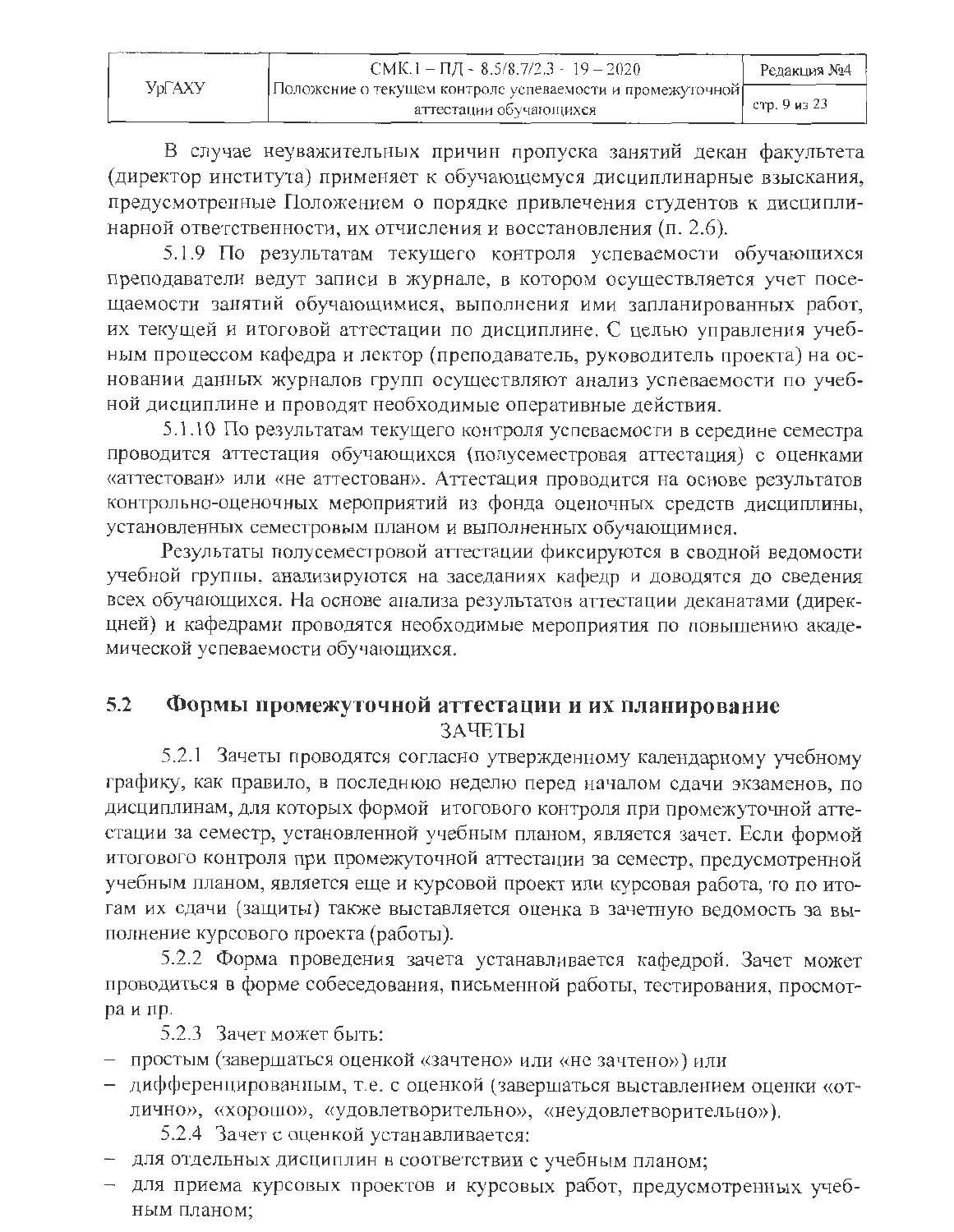В случае неуважительных причин пропуска занятий декан факультета (директор института) применяет к обучающемуся дисциплинарные взыскания, предусмотренные Положением о порядке привлечения студентов к дисциплинарной ответственности, их отчисления и восстановления (п. 2.6).

5.1.9 По результатам текущего контроля успеваемости обучающихся преподаватели ведут записи в журнале, в котором осуществляется учет посещаемости занятий обучающимися, выполнения ими запланированных работ, их текущей и итоговой аттестации по дисциплине. С целью управления учебным процессом кафедра и лектор (преподаватель, руководитель проекта) на основании данных журналов групп осуществляют анализ успеваемости по учебной дисциплине и проводят необходимые оперативные действия.

5.1.10 По результатам текущего контроля успеваемости в середине семестра проводится аттестация обучающихся (полусеместровая аттестация) с оценками «аттестован» или «не аттестован». Аттестация проводится на основе результатов контрольно-оценочных мероприятий из фонда оценочных средств дисциплины, установленных семестровым планом и выполненных обучающимися.

Результаты полусеместровой аттестации фиксируются в сводной ведомости учебной группы, анализируются на заседаниях кафедр и доводятся до сведения всех обучающихся. На основе анализа результатов аттестации деканатами (дирекцией) и кафедрами проводятся необходимые мероприятия по повышению академической успеваемости обучающихся.

## 5.2 Формы промежуточной аттестации и их планирование

ЗАЧЕТЫ

5.2.1 Зачеты проводятся согласно утвержденному календарному учебному графику, как правило, в последнюю неделю перед началом сдачи экзаменов, по дисциплинам, для которых формой итогового контроля при промежуточной аттестации за семестр, установленной учебным планом, является зачет. Если формой итогового контроля при промежуточной аттестации за семестр, предусмотренной учебным планом, является еще и курсовой проект или курсовая работа, то по итогам их сдачи (защиты) также выставляется оценка в зачетную ведомость за выполнение курсового проекта (работы).

5.2.2 Форма проведения зачета устанавливается кафедрой. Зачет может проводиться в форме собеседования, письменной работы, тестирования, просмотра и пр.

5.2.3 Зачет может быть:

- простым (завершаться оценкой «зачтено» или «не зачтено») или
- дифференцированным, т.е. с оценкой (завершаться выставлением оценки «отлично», «хорошо», «удовлетворительно», «неудовлетворительно»).

5.2.4 Зачет с оценкой устанавливается:

- для отдельных дисциплин в соответствии с учебным планом;
- для приема курсовых проектов и курсовых работ, предусмотренных учебным планом;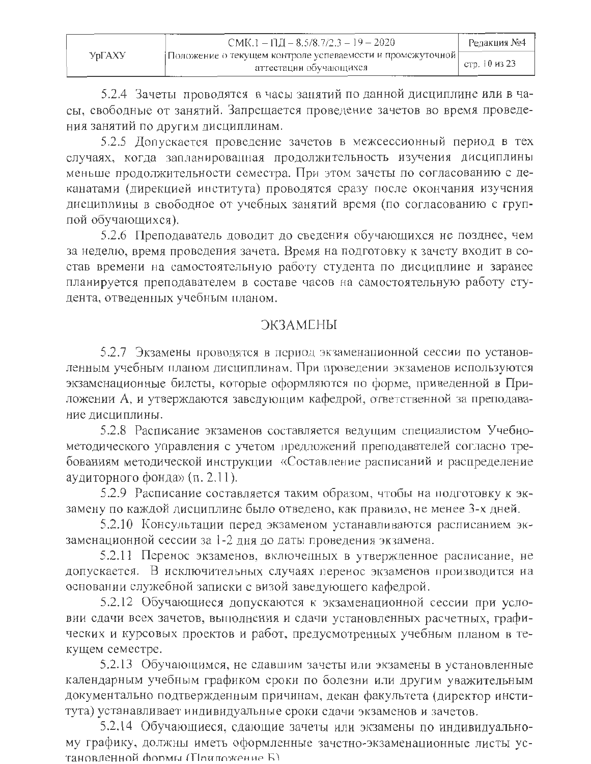5.2.4 Зачеты проводятся в часы занятий по данной дисциплине или в часы, свободные от занятий. Запрещается проведение зачетов во время проведения занятий по другим дисциплинам.

5.2.5 Допускается проведение зачетов в межсессионный период в тех случаях, когда запланированная продолжительность изучения дисциплины меньше продолжительности семестра. При этом зачеты по согласованию с деканатами (дирекцией института) проводятся сразу после окончания изучения дисциплины в свободное от учебных занятий время (по согласованию с группой обучающихся).

5.2.6 Преподаватель доводит до сведения обучающихся не позднее, чем за неделю, время проведения зачета. Время на подготовку к зачету входит в состав времени на самостоятельную работу студента по дисциплине и заранее планируется преподавателем в составе часов на самостоятельную работу студента, отведенных учебным планом.

## ЭКЗАМЕНЫ

5.2.7 Экзамены проводятся в период экзаменационной сессии по установленным учебным планом дисциплинам. При проведении экзаменов используются экзаменационные билеты, которые оформляются по форме, приведенной в Приложении А, и утверждаются заведующим кафедрой, ответственной за преподавание дисциплины.

5.2.8 Расписание экзаменов составляется ведущим специалистом Учебно-методического управления с учетом предложений преподавателей согласно требованиям методической инструкции «Составление расписаний и распределение аудиторного фонда» (п. 2.11).

5.2.9 Расписание составляется таким образом, чтобы на подготовку к экзамену по каждой дисциплине было отведено, как правило, не менее 3-х дней.

5.2.10 Консультации перед экзаменом устанавливаются расписанием экзаменационной сессии за 1-2 дня до даты проведения экзамена.

5.2.11 Перенос экзаменов, включенных в утвержденное расписание, не допускается. В исключительных случаях перенос экзаменов производится на основании служебной записки с визой заведующего кафедрой.

5.2.12 Обучающиеся допускаются к экзаменационной сессии при условии сдачи всех зачетов, выполнения и сдачи установленных расчетных, графических и курсовых проектов и работ, предусмотренных учебным планом в текущем семестре.

5.2.13 Обучающимся, не сдавшим зачеты или экзамены в установленные календарным учебным графиком сроки по болезни или другим уважительным документально подтвержденным причинам, декан факультета (директор института) устанавливает индивидуальные сроки сдачи экзаменов и зачетов.

5.2.14 Обучающиеся, сдающие зачеты или экзамены по индивидуальному графику, должны иметь оформленные зачетно-экзаменационные листы установленной формы (Приложение Б).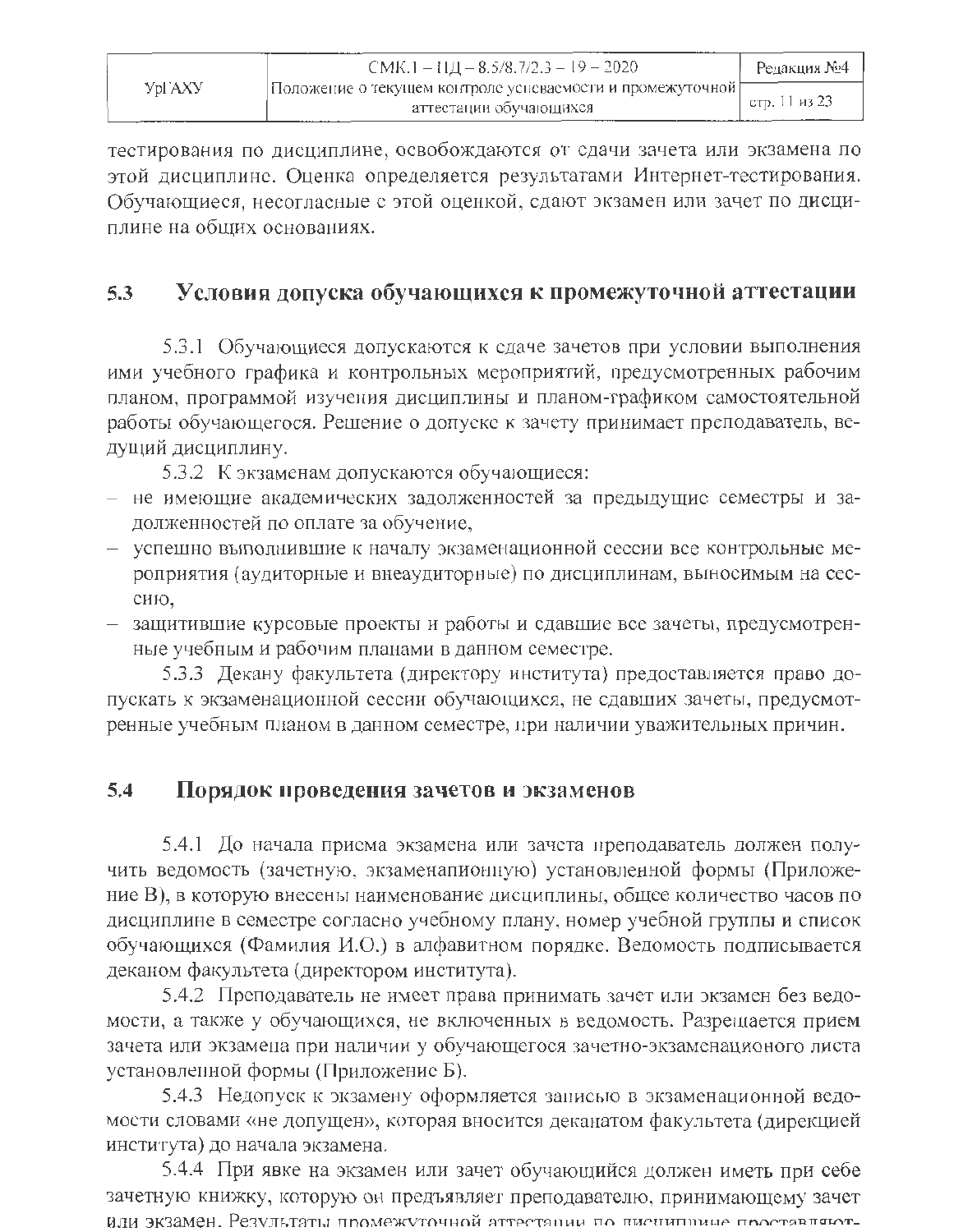тестирования по дисциплине, освобождаются от сдачи зачета или экзамена по этой дисциплине. Оценка определяется результатами Интернет-тестирования. Обучающиеся, несогласные с этой оценкой, сдают экзамен или зачет по дисциплине на общих основаниях.

## 5.3 Условия допуска обучающихся к промежуточной аттестации

5.3.1 Обучающиеся допускаются к сдаче зачетов при условии выполнения ими учебного графика и контрольных мероприятий, предусмотренных рабочим планом, программой изучения дисциплины и планом-графиком самостоятельной работы обучающегося. Решение о допуске к зачету принимает преподаватель, ведущий дисциплину.

5.3.2 К экзаменам допускаются обучающиеся:

- не имеющие академических задолженностей за предыдущие семестры и задолженностей по оплате за обучение,
- успешно выполнившие к началу экзаменационной сессии все контрольные мероприятия (аудиторные и внеаудиторные) по дисциплинам, выносимым на сессию,
- защитившие курсовые проекты и работы и сдавшие все зачеты, предусмотренные учебным и рабочим планами в данном семестре.

5.3.3 Декану факультета (директору института) предоставляется право допускать к экзаменационной сессии обучающихся, не сдавших зачеты, предусмотренные учебным планом в данном семестре, при наличии уважительных причин.

## 5.4 Порядок проведения зачетов и экзаменов

5.4.1 До начала приема экзамена или зачета преподаватель должен получить ведомость (зачетную, экзаменационную) установленной формы (Приложение В), в которую внесены наименование дисциплины, общее количество часов по дисциплине в семестре согласно учебному плану, номер учебной группы и список обучающихся (Фамилия И.О.) в алфавитном порядке. Ведомость подписывается деканом факультета (директором института).

5.4.2 Преподаватель не имеет права принимать зачет или экзамен без ведомости, а также у обучающихся, не включенных в ведомость. Разрешается прием зачета или экзамена при наличии у обучающегося зачетно-экзаменационого листа установленной формы (Приложение Б).

5.4.3 Недопуск к экзамену оформляется записью в экзаменационной ведомости словами «не допущен», которая вносится деканатом факультета (дирекцией института) до начала экзамена.

5.4.4 При явке на экзамен или зачет обучающийся должен иметь при себе зачетную книжку, которую он предъявляет преподавателю, принимающему зачет или экзамен. Результаты промежуточной аттестации по дисциплине проставляют-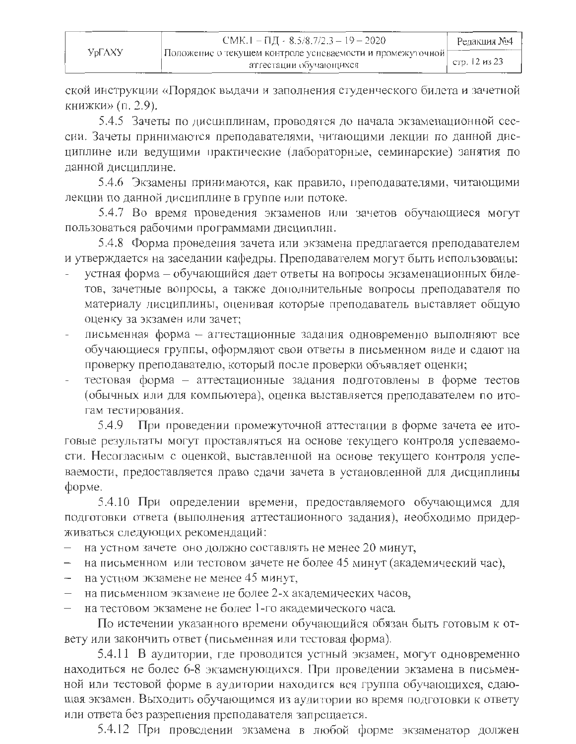ской инструкции «Порядок выдачи и заполнения студенческого билета и зачетной книжки» (п. 2.9).

5.4.5 Зачеты по дисциплинам, проводятся до начала экзаменационной сессии. Зачеты принимаются преподавателями, читающими лекции по данной дисциплине или ведущими практические (лабораторные, семинарские) занятия по данной дисциплине.

5.4.6 Экзамены принимаются, как правило, преподавателями, читающими лекции по данной дисциплине в группе или потоке.

5.4.7 Во время проведения экзаменов или зачетов обучающиеся могут пользоваться рабочими программами дисциплин.

5.4.8 Форма проведения зачета или экзамена предлагается преподавателем и утверждается на заседании кафедры. Преподавателем могут быть использованы:

- устная форма – обучающийся дает ответы на вопросы экзаменационных билетов, зачетные вопросы, а также дополнительные вопросы преподавателя по материалу дисциплины, оценивая которые преподаватель выставляет общую оценку за экзамен или зачет;
- письменная форма – аттестационные задания одновременно выполняют все обучающиеся группы, оформляют свои ответы в письменном виде и сдают на проверку преподавателю, который после проверки объявляет оценки;
- тестовая форма – аттестационные задания подготовлены в форме тестов (обычных или для компьютера), оценка выставляется преподавателем по итогам тестирования.

5.4.9 При проведении промежуточной аттестации в форме зачета ее итоговые результаты могут проставляться на основе текущего контроля успеваемости. Несогласным с оценкой, выставленной на основе текущего контроля успеваемости, предоставляется право сдачи зачета в установленной для дисциплины форме.

5.4.10 При определении времени, предоставляемого обучающимся для подготовки ответа (выполнения аттестационного задания), необходимо придерживаться следующих рекомендаций:

- на устном зачете оно должно составлять не менее 20 минут,
- на письменном или тестовом зачете не более 45 минут (академический час),
- на устном экзамене не менее 45 минут,
- на письменном экзамене не более 2-х академических часов,
- на тестовом экзамене не более 1-го академического часа.

По истечении указанного времени обучающийся обязан быть готовым к ответу или закончить ответ (письменная или тестовая форма).

5.4.11 В аудитории, где проводится устный экзамен, могут одновременно находиться не более 6-8 экзаменующихся. При проведении экзамена в письменной или тестовой форме в аудитории находится вся группа обучающихся, сдающая экзамен. Выходить обучающимся из аудитории во время подготовки к ответу или ответа без разрешения преподавателя запрещается.

5.4.12 При проведении экзамена в любой форме экзаменатор должен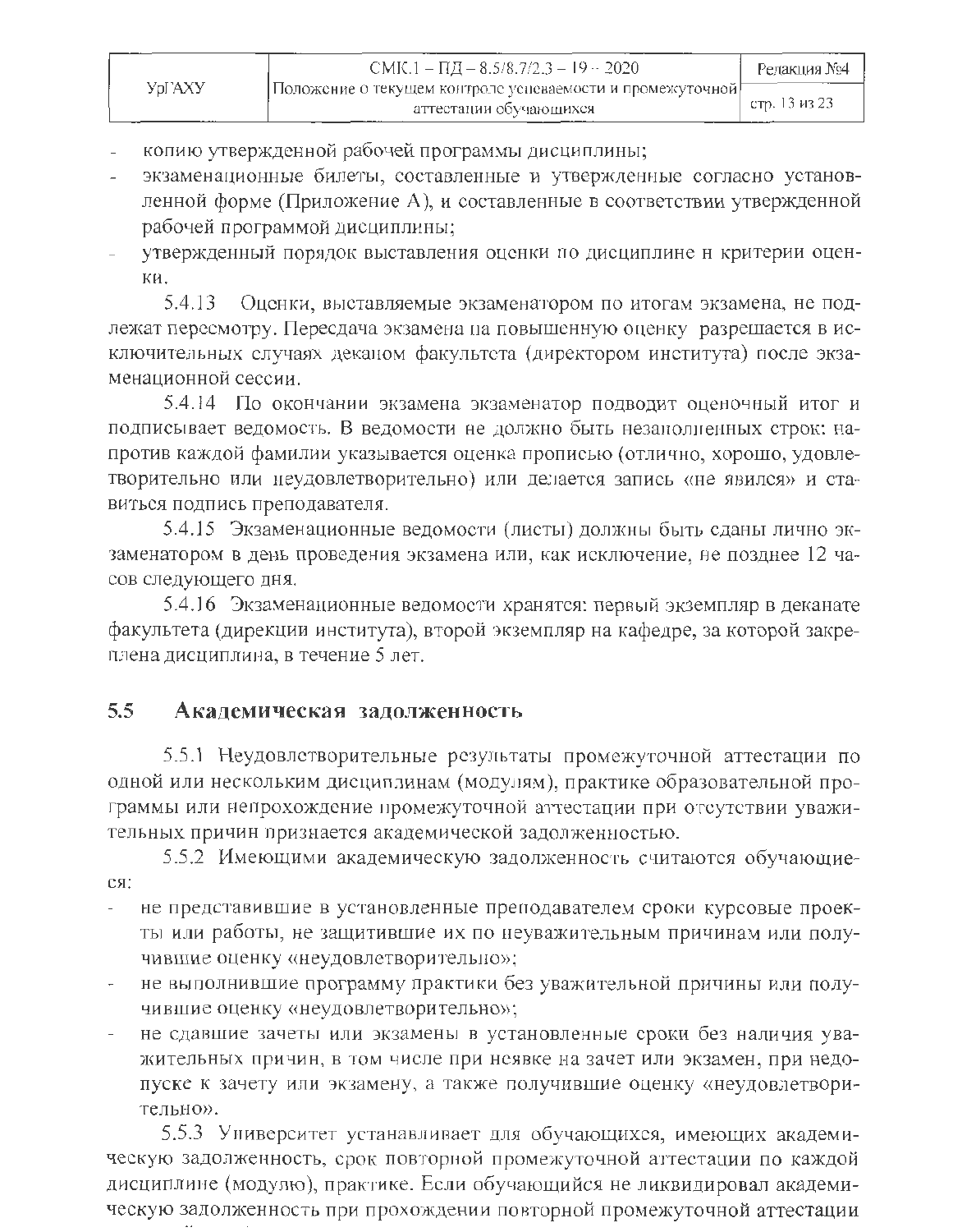- копию утвержденной рабочей программы дисциплины;
- экзаменационные билеты, составленные и утвержденные согласно установленной форме (Приложение А), и составленные в соответствии утвержденной рабочей программой дисциплины;
- утвержденный порядок выставления оценки по дисциплине и критерии оценки.

5.4.13 Оценки, выставляемые экзаменатором по итогам экзамена, не подлежат пересмотру. Пересдача экзамена на повышенную оценку разрешается в исключительных случаях деканом факультета (директором института) после экзаменационной сессии.

5.4.14 По окончании экзамена экзаменатор подводит оценочный итог и подписывает ведомость. В ведомости не должно быть незаполненных строк: напротив каждой фамилии указывается оценка прописью (отлично, хорошо, удовлетворительно или неудовлетворительно) или делается запись «не явился» и ставиться подпись преподавателя.

5.4.15 Экзаменационные ведомости (листы) должны быть сданы лично экзаменатором в день проведения экзамена или, как исключение, не позднее 12 часов следующего дня.

5.4.16 Экзаменационные ведомости хранятся: первый экземпляр в деканате факультета (дирекции института), второй экземпляр на кафедре, за которой закреплена дисциплина, в течение 5 лет.

## 5.5 Академическая задолженность

5.5.1 Неудовлетворительные результаты промежуточной аттестации по одной или нескольким дисциплинам (модулям), практике образовательной программы или непрохождение промежуточной аттестации при отсутствии уважительных причин признается академической задолженностью.

5.5.2 Имеющими академическую задолженность считаются обучающиеся:

- не представившие в установленные преподавателем сроки курсовые проекты или работы, не защитившие их по неуважительным причинам или получившие оценку «неудовлетворительно»;
- не выполнившие программу практики без уважительной причины или получившие оценку «неудовлетворительно»;
- не сдавшие зачеты или экзамены в установленные сроки без наличия уважительных причин, в том числе при неявке на зачет или экзамен, при недопуске к зачету или экзамену, а также получившие оценку «неудовлетворительно».

5.5.3 Университет устанавливает для обучающихся, имеющих академическую задолженность, срок повторной промежуточной аттестации по каждой дисциплине (модулю), практике. Если обучающийся не ликвидировал академическую задолженность при прохождении повторной промежуточной аттестации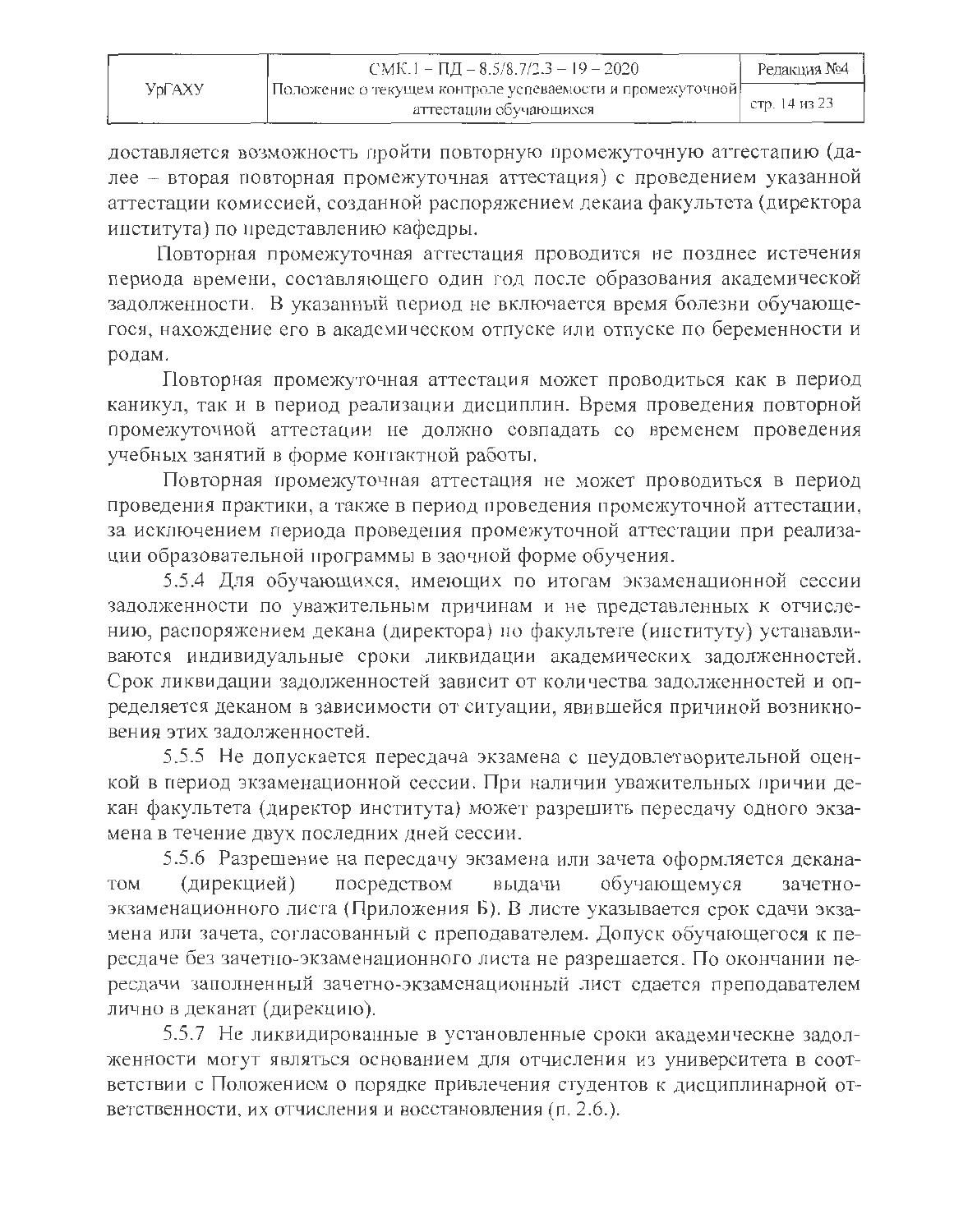доставляется возможность пройти повторную промежуточную аттестацию (далее – вторая повторная промежуточная аттестация) с проведением указанной аттестации комиссией, созданной распоряжением декана факультета (директора института) по представлению кафедры.

Повторная промежуточная аттестация проводится не позднее истечения периода времени, составляющего один год после образования академической задолженности. В указанный период не включается время болезни обучающегося, нахождение его в академическом отпуске или отпуске по беременности и родам.

Повторная промежуточная аттестация может проводиться как в период каникул, так и в период реализации дисциплин. Время проведения повторной промежуточной аттестации не должно совпадать со временем проведения учебных занятий в форме контактной работы.

Повторная промежуточная аттестация не может проводиться в период проведения практики, а также в период проведения промежуточной аттестации, за исключением периода проведения промежуточной аттестации при реализации образовательной программы в заочной форме обучения.

5.5.4 Для обучающихся, имеющих по итогам экзаменационной сессии задолженности по уважительным причинам и не представленных к отчислению, распоряжением декана (директора) по факультете (институту) устанавливаются индивидуальные сроки ликвидации академических задолженностей. Срок ликвидации задолженностей зависит от количества задолженностей и определяется деканом в зависимости от ситуации, явившейся причиной возникновения этих задолженностей.

5.5.5 Не допускается пересдача экзамена с неудовлетворительной оценкой в период экзаменационной сессии. При наличии уважительных причин декан факультета (директор института) может разрешить пересдачу одного экзамена в течение двух последних дней сессии.

5.5.6 Разрешение на пересдачу экзамена или зачета оформляется деканатом (дирекцией) посредством выдачи обучающемуся зачетно-экзаменационного листа (Приложения Б). В листе указывается срок сдачи экзамена или зачета, согласованный с преподавателем. Допуск обучающегося к пересдаче без зачетно-экзаменационного листа не разрешается. По окончании пересдачи заполненный зачетно-экзаменационный лист сдается преподавателем лично в деканат (дирекцию).

5.5.7 Не ликвидированные в установленные сроки академические задолженности могут являться основанием для отчисления из университета в соответствии с Положением о порядке привлечения студентов к дисциплинарной ответственности, их отчисления и восстановления (п. 2.6.).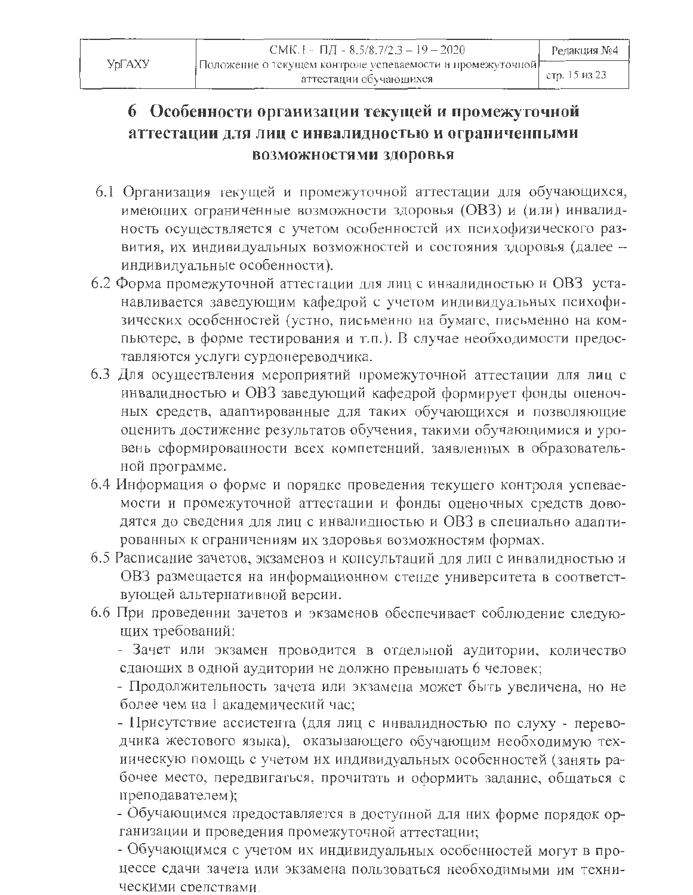# 6 Особенности организации текущей и промежуточной аттестации для лиц с инвалидностью и ограниченными возможностями здоровья

6.1 Организация текущей и промежуточной аттестации для обучающихся, имеющих ограниченные возможности здоровья (ОВЗ) и (или) инвалидность осуществляется с учетом особенностей их психофизического развития, их индивидуальных возможностей и состояния здоровья (далее – индивидуальные особенности).

6.2 Форма промежуточной аттестации для лиц с инвалидностью и ОВЗ устанавливается заведующим кафедрой с учетом индивидуальных психофизических особенностей (устно, письменно на бумаге, письменно на компьютере, в форме тестирования и т.п.). В случае необходимости предоставляются услуги сурдопереводчика.

6.3 Для осуществления мероприятий промежуточной аттестации для лиц с инвалидностью и ОВЗ заведующий кафедрой формирует фонды оценочных средств, адаптированные для таких обучающихся и позволяющие оценить достижение результатов обучения, такими обучающимися и уровень сформированности всех компетенций, заявленных в образовательной программе.

6.4 Информация о форме и порядке проведения текущего контроля успеваемости и промежуточной аттестации и фонды оценочных средств доводятся до сведения для лиц с инвалидностью и ОВЗ в специально адаптированных к ограничениям их здоровья возможностям формах.

6.5 Расписание зачетов, экзаменов и консультаций для лиц с инвалидностью и ОВЗ размещается на информационном стенде университета в соответствующей альтернативной версии.

6.6 При проведении зачетов и экзаменов обеспечивает соблюдение следующих требований:

- Зачет или экзамен проводится в отдельной аудитории, количество сдающих в одной аудитории не должно превышать 6 человек;
- Продолжительность зачета или экзамена может быть увеличена, но не более чем на 1 академический час;
- Присутствие ассистента (для лиц с инвалидностью по слуху - переводчика жестового языка), оказывающего обучающим необходимую техническую помощь с учетом их индивидуальных особенностей (занять рабочее место, передвигаться, прочитать и оформить задание, общаться с преподавателем);
- Обучающимся предоставляется в доступной для них форме порядок организации и проведения промежуточной аттестации;
- Обучающимся с учетом их индивидуальных особенностей могут в процессе сдачи зачета или экзамена пользоваться необходимыми им техническими средствами.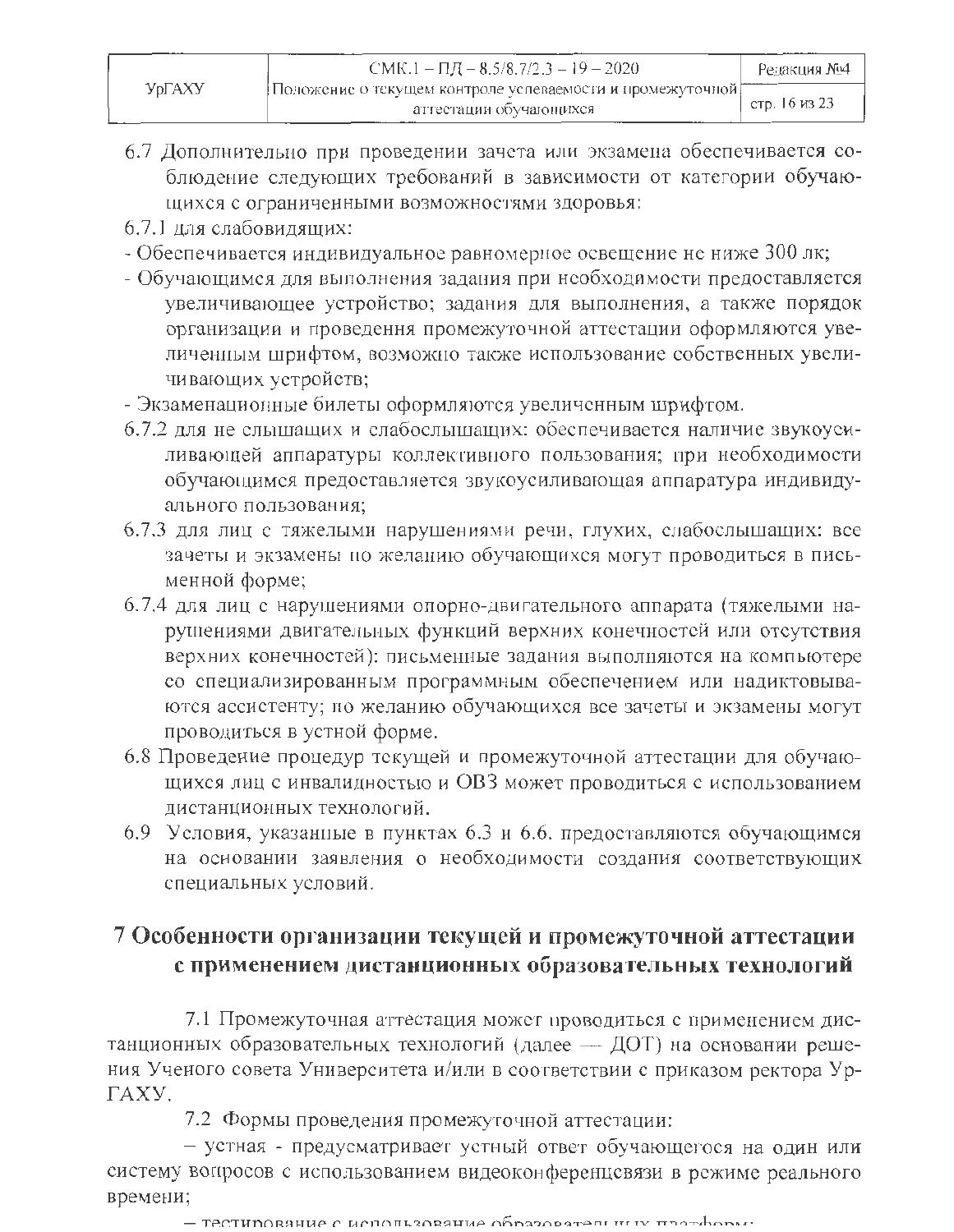6.7 Дополнительно при проведении зачета или экзамена обеспечивается соблюдение следующих требований в зависимости от категории обучающихся с ограниченными возможностями здоровья:

6.7.1 для слабовидящих:

- Обеспечивается индивидуальное равномерное освещение не ниже 300 лк;
- Обучающимся для выполнения задания при необходимости предоставляется увеличивающее устройство; задания для выполнения, а также порядок организации и проведения промежуточной аттестации оформляются увеличенным шрифтом, возможно также использование собственных увеличивающих устройств;
- Экзаменационные билеты оформляются увеличенным шрифтом.

6.7.2 для не слышащих и слабослышащих: обеспечивается наличие звукоусиливающей аппаратуры коллективного пользования; при необходимости обучающимся предоставляется звукоусиливающая аппаратура индивидуального пользования;

6.7.3 для лиц с тяжелыми нарушениями речи, глухих, слабослышащих: все зачеты и экзамены по желанию обучающихся могут проводиться в письменной форме;

6.7.4 для лиц с нарушениями опорно-двигательного аппарата (тяжелыми нарушениями двигательных функций верхних конечностей или отсутствия верхних конечностей): письменные задания выполняются на компьютере со специализированным программным обеспечением или надиктовываются ассистенту; по желанию обучающихся все зачеты и экзамены могут проводиться в устной форме.

6.8 Проведение процедур текущей и промежуточной аттестации для обучающихся лиц с инвалидностью и ОВЗ может проводиться с использованием дистанционных технологий.

6.9 Условия, указанные в пунктах 6.3 и 6.6. предоставляются обучающимся на основании заявления о необходимости создания соответствующих специальных условий.

# 7 Особенности организации текущей и промежуточной аттестации с применением дистанционных образовательных технологий

7.1 Промежуточная аттестация может проводиться с применением дистанционных образовательных технологий (далее — ДОТ) на основании решения Ученого совета Университета и/или в соответствии с приказом ректора УрГАХУ.

7.2 Формы проведения промежуточной аттестации:

– устная - предусматривает устный ответ обучающегося на один или систему вопросов с использованием видеоконференцсвязи в режиме реального времени;

– тестирование с использование образовательных платформ;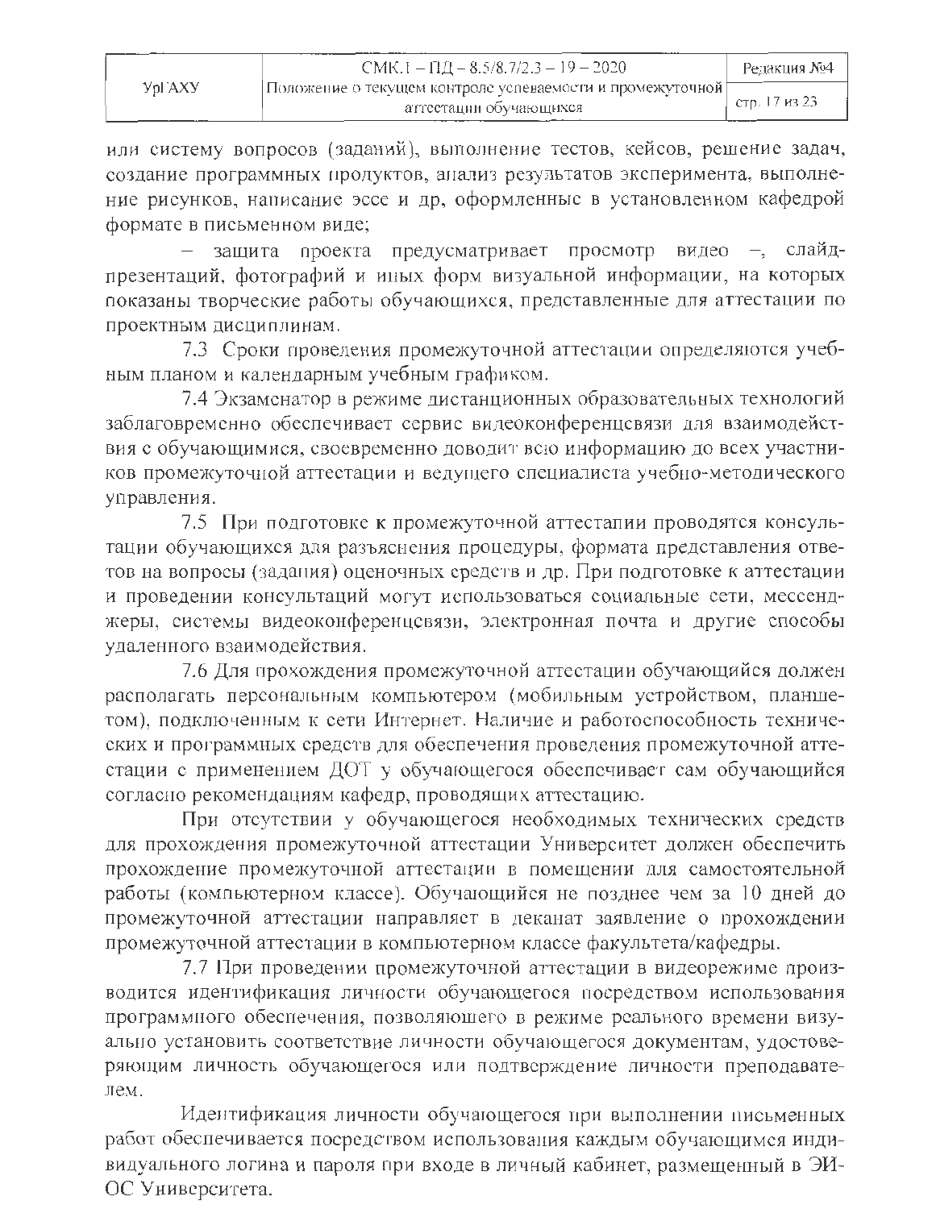или систему вопросов (заданий), выполнение тестов, кейсов, решение задач, создание программных продуктов, анализ результатов эксперимента, выполнение рисунков, написание эссе и др, оформленные в установленном кафедрой формате в письменном виде;

– защита проекта предусматривает просмотр видео –, слайд-презентаций, фотографий и иных форм визуальной информации, на которых показаны творческие работы обучающихся, представленные для аттестации по проектным дисциплинам.

7.3 Сроки проведения промежуточной аттестации определяются учебным планом и календарным учебным графиком.

7.4 Экзаменатор в режиме дистанционных образовательных технологий заблаговременно обеспечивает сервис видеоконференцсвязи для взаимодействия с обучающимися, своевременно доводит всю информацию до всех участников промежуточной аттестации и ведущего специалиста учебно-методического управления.

7.5 При подготовке к промежуточной аттестации проводятся консультации обучающихся для разъяснения процедуры, формата представления ответов на вопросы (задания) оценочных средств и др. При подготовке к аттестации и проведении консультаций могут использоваться социальные сети, мессенджеры, системы видеоконференцсвязи, электронная почта и другие способы удаленного взаимодействия.

7.6 Для прохождения промежуточной аттестации обучающийся должен располагать персональным компьютером (мобильным устройством, планшетом), подключенным к сети Интернет. Наличие и работоспособность технических и программных средств для обеспечения проведения промежуточной аттестации с применением ДОТ у обучающегося обеспечивает сам обучающийся согласно рекомендациям кафедр, проводящих аттестацию.

При отсутствии у обучающегося необходимых технических средств для прохождения промежуточной аттестации Университет должен обеспечить прохождение промежуточной аттестации в помещении для самостоятельной работы (компьютерном классе). Обучающийся не позднее чем за 10 дней до промежуточной аттестации направляет в деканат заявление о прохождении промежуточной аттестации в компьютерном классе факультета/кафедры.

7.7 При проведении промежуточной аттестации в видеорежиме производится идентификация личности обучающегося посредством использования программного обеспечения, позволяющего в режиме реального времени визуально установить соответствие личности обучающегося документам, удостоверяющим личность обучающегося или подтверждение личности преподавателем.

Идентификация личности обучающегося при выполнении письменных работ обеспечивается посредством использования каждым обучающимся индивидуального логина и пароля при входе в личный кабинет, размещенный в ЭИОС Университета.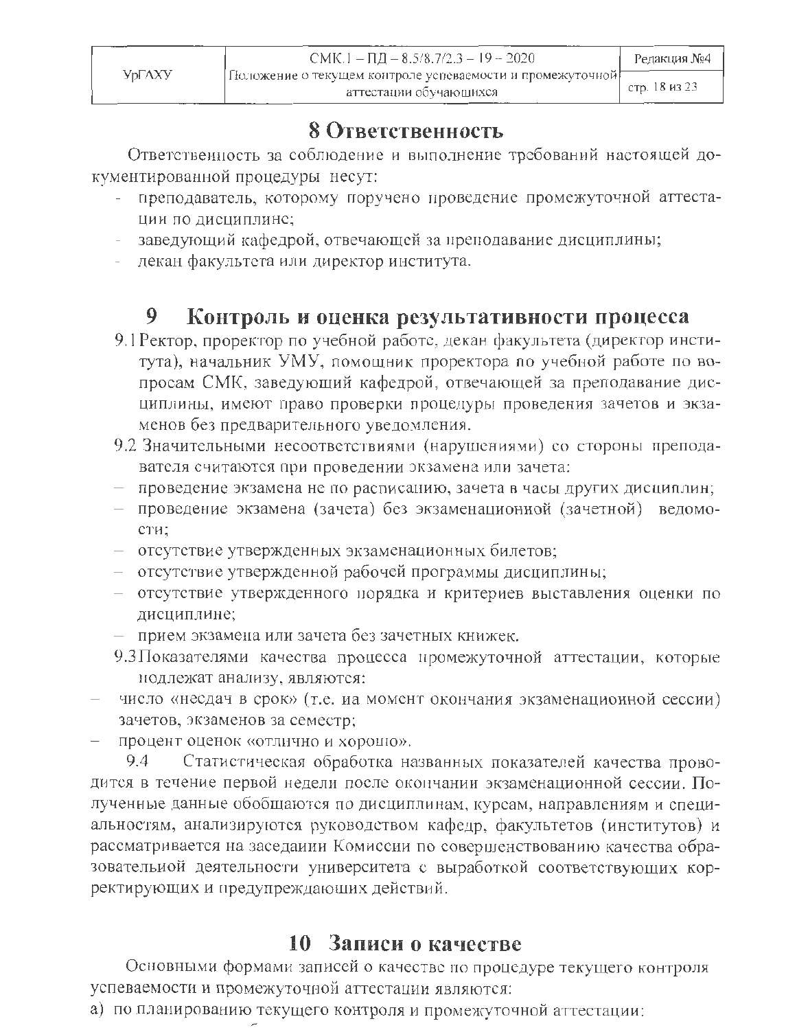## 8 Ответственность

Ответственность за соблюдение и выполнение требований настоящей документированной процедуры несут:

- преподаватель, которому поручено проведение промежуточной аттестации по дисциплине;
- заведующий кафедрой, отвечающей за преподавание дисциплины;
- декан факультета или директор института.

## 9 Контроль и оценка результативности процесса

9.1 Ректор, проректор по учебной работе, декан факультета (директор института), начальник УМУ, помощник проректора по учебной работе по вопросам СМК, заведующий кафедрой, отвечающей за преподавание дисциплины, имеют право проверки процедуры проведения зачетов и экзаменов без предварительного уведомления.

9.2 Значительными несоответствиями (нарушениями) со стороны преподавателя считаются при проведении экзамена или зачета:

- проведение экзамена не по расписанию, зачета в часы других дисциплин;
- проведение экзамена (зачета) без экзаменационной (зачетной) ведомости;
- отсутствие утвержденных экзаменационных билетов;
- отсутствие утвержденной рабочей программы дисциплины;
- отсутствие утвержденного порядка и критериев выставления оценки по дисциплине;
- прием экзамена или зачета без зачетных книжек.

9.3 Показателями качества процесса промежуточной аттестации, которые подлежат анализу, являются:

- число «несдач в срок» (т.е. на момент окончания экзаменационной сессии) зачетов, экзаменов за семестр;
- процент оценок «отлично и хорошо».

9.4 Статистическая обработка названных показателей качества проводится в течение первой недели после окончании экзаменационной сессии. Полученные данные обобщаются по дисциплинам, курсам, направлениям и специальностям, анализируются руководством кафедр, факультетов (институтов) и рассматривается на заседании Комиссии по совершенствованию качества образовательной деятельности университета с выработкой соответствующих корректирующих и предупреждающих действий.

## 10 Записи о качестве

Основными формами записей о качестве по процедуре текущего контроля успеваемости и промежуточной аттестации являются:

а) по планированию текущего контроля и промежуточной аттестации: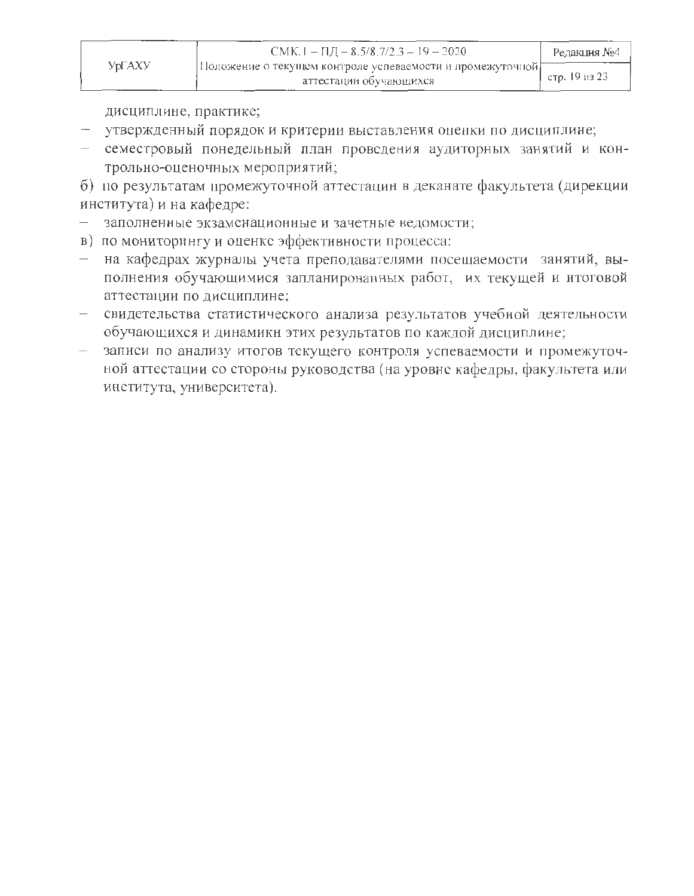дисциплине, практике;

- утвержденный порядок и критерии выставления оценки по дисциплине;
- семестровый понедельный план проведения аудиторных занятий и контрольно-оценочных мероприятий;

б) по результатам промежуточной аттестации в деканате факультета (дирекции института) и на кафедре:

- заполненные экзаменационные и зачетные ведомости;

в) по мониторингу и оценке эффективности процесса:

- на кафедрах журналы учета преподавателями посещаемости занятий, выполнения обучающимися запланированных работ, их текущей и итоговой аттестации по дисциплине;
- свидетельства статистического анализа результатов учебной деятельности обучающихся и динамики этих результатов по каждой дисциплине;
- записи по анализу итогов текущего контроля успеваемости и промежуточной аттестации со стороны руководства (на уровне кафедры, факультета или института, университета).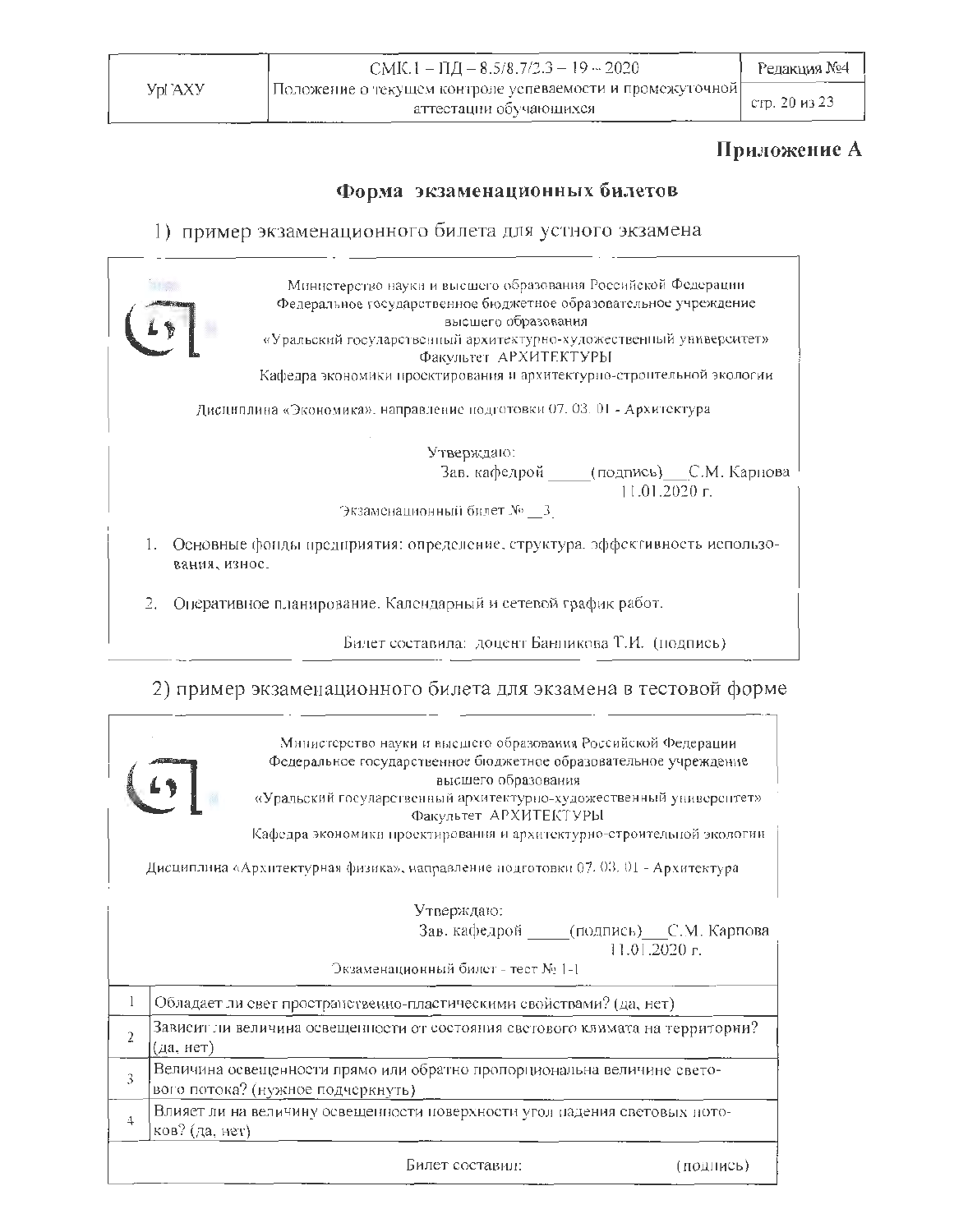**Приложение А**

## Форма экзаменационных билетов

1) пример экзаменационного билета для устного экзамена

Министерство науки и высшего образования Российской Федерации
Федеральное государственное бюджетное образовательное учреждение
высшего образования
«Уральский государственный архитектурно-художественный университет»
Факультет АРХИТЕКТУРЫ
Кафедра экономики проектирования и архитектурно-строительной экологии

Дисциплина «Экономика», направление подготовки 07. 03. 01 - Архитектура

Утверждаю:
Зав. кафедрой _____(подпись)___С.М. Карпова
11.01.2020 г.

Экзаменационный билет № __3

1. Основные фонды предприятия: определение, структура, эффективность использования, износ.
2. Оперативное планирование. Календарный и сетевой график работ.

Билет составила: доцент Банникова Т.И. (подпись)

2) пример экзаменационного билета для экзамена в тестовой форме

Министерство науки и высшего образования Российской Федерации
Федеральное государственное бюджетное образовательное учреждение
высшего образования
«Уральский государственный архитектурно-художественный университет»
Факультет АРХИТЕКТУРЫ
Кафедра экономики проектирования и архитектурно-строительной экологии

Дисциплина «Архитектурная физика», направление подготовки 07. 03. 01 - Архитектура

Утверждаю:
Зав. кафедрой _____(подпись)___С.М. Карпова
11.01.2020 г.

Экзаменационный билет - тест № 1-1

| | |
|---|---|
| 1 | Обладает ли свет пространственно-пластическими свойствами? (да, нет) |
| 2 | Зависит ли величина освещенности от состояния светового климата на территории? (да, нет) |
| 3 | Величина освещенности прямо или обратно пропорциональна величине светового потока? (нужное подчеркнуть) |
| 4 | Влияет ли на величину освещенности поверхности угол падения световых потоков? (да, нет) |

Билет составил: (подпись)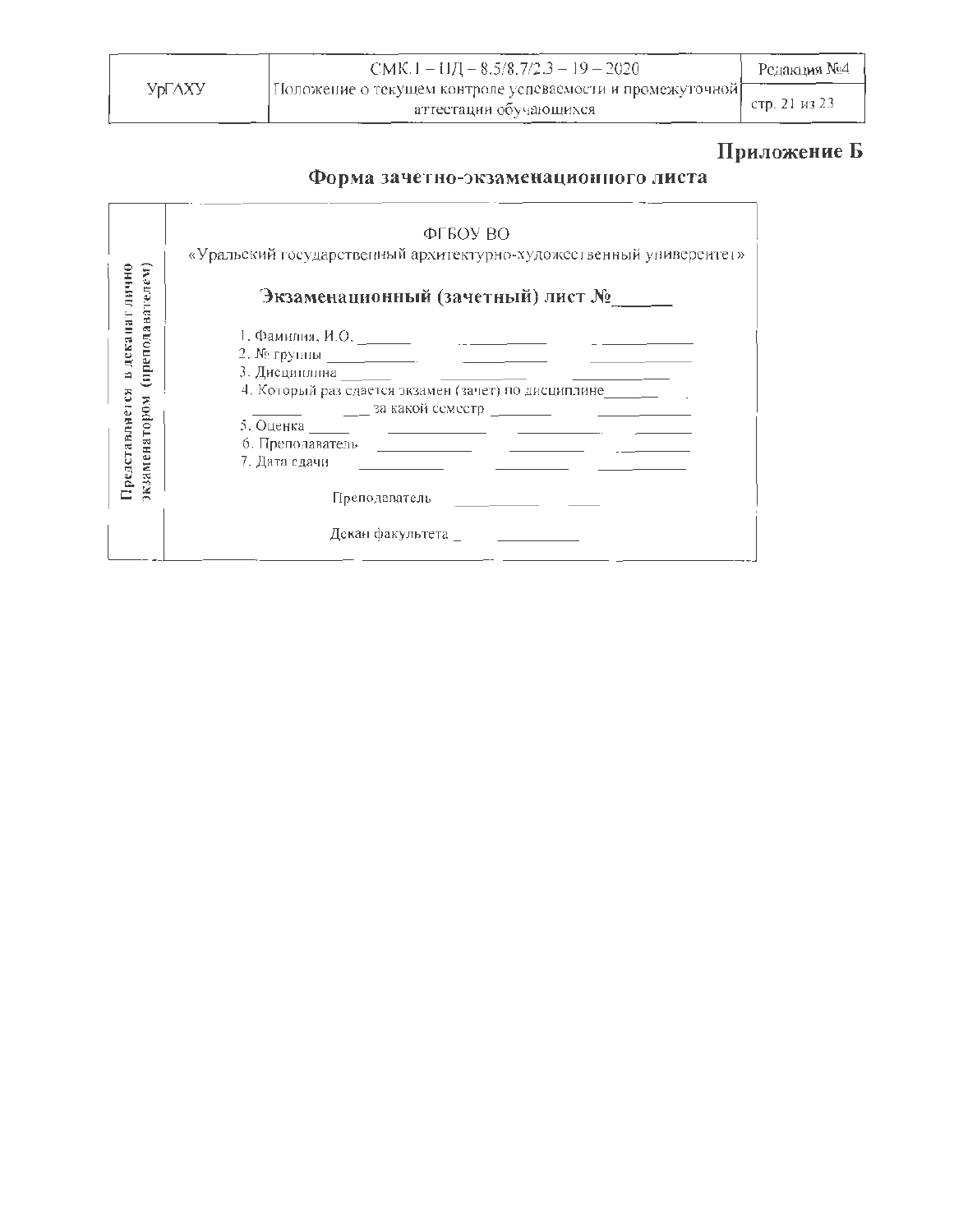**Приложение Б**

## Форма зачетно-экзаменационного листа

| Представляется в деканат лично экзаменатором (преподавателем) | ФГБОУ ВО<br>«Уральский государственный архитектурно-художественный университет»<br><br>**Экзаменационный (зачетный) лист №\_\_\_\_\_\_**<br><br>1. Фамилия, И.О. \_\_\_\_\_\_\_\_\_\_\_\_\_\_\_\_\_\_\_\_\_\_\_\_\_\_\_\_\_\_\_\_\_\_<br>2. № группы \_\_\_\_\_\_\_\_\_\_\_\_\_\_\_\_\_\_\_\_\_\_\_\_\_\_\_\_\_\_\_\_\_\_<br>3. Дисциплина \_\_\_\_\_\_\_\_\_\_\_\_\_\_\_\_\_\_\_\_\_\_\_\_\_\_\_\_\_\_\_\_\_\_<br>4. Который раз сдается экзамен (зачет) по дисциплине\_\_\_\_\_\_\_<br>\_\_\_\_\_\_\_\_\_\_ за какой семестр \_\_\_\_\_\_\_\_\_\_\_\_\_\_\_\_\_\_\_\_\_\_\_<br>5. Оценка \_\_\_\_\_\_\_\_\_\_\_\_\_\_\_\_\_\_\_\_\_\_\_\_\_\_\_\_\_\_\_\_\_\_<br>6. Преподаватель \_\_\_\_\_\_\_\_\_\_\_\_\_\_\_\_\_\_\_\_\_\_\_\_\_\_\_\_\_\_<br>7. Дата сдачи \_\_\_\_\_\_\_\_\_\_\_\_\_\_\_\_\_\_\_\_\_\_\_\_\_\_\_\_\_\_\_\_<br><br>Преподаватель \_\_\_\_\_\_\_\_\_\_\_\_\_\_\_<br><br>Декан факультета \_\_\_\_\_\_\_\_\_\_\_\_\_\_\_ |
|---|---|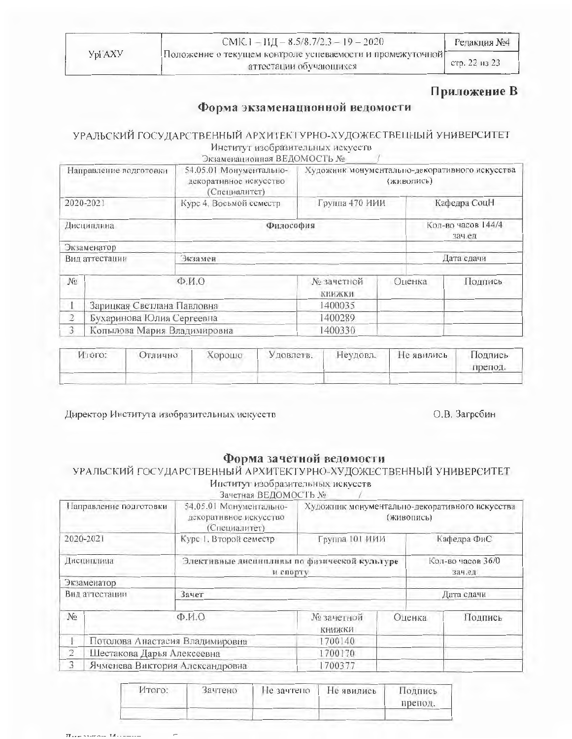## Приложение В

## Форма экзаменационной ведомости

УРАЛЬСКИЙ ГОСУДАРСТВЕННЫЙ АРХИТЕКТУРНО-ХУДОЖЕСТВЕННЫЙ УНИВЕРСИТЕТ
Институт изобразительных искусств
Экзаменационная ВЕДОМОСТЬ № ______/

| Направление подготовки | 54.05.01 Монументально-декоративное искусство (Специалитет) | Художник монументально-декоративного искусства (живопись) | |
|---|---|---|---|
| 2020-2021 | Курс 4, Восьмой семестр | Группа 470 ИИИ | Кафедра СоцН |
| Дисциплина | **Философия** | | Кол-во часов 144/4 зач.ед |
| Экзаменатор | | | |
| Вид аттестации | **Экзамен** | | Дата сдачи |
| | | | |

| № | Ф.И.О | № зачетной книжки | Оценка | Подпись |
|---|---|---|---|---|
| 1 | Зарицкая Светлана Павловна | 1400035 | | |
| 2 | Бухаринова Юлия Сергеевна | 1400289 | | |
| 3 | Копылова Мария Владимировна | 1400330 | | |

| Итого: | Отлично | Хорошо | Удовлетв. | Неудовл. | Не явились | Подпись препод. |
|---|---|---|---|---|---|---|
| | | | | | | |

Директор Института изобразительных искусств О.В. Загребин

## Форма зачетной ведомости

УРАЛЬСКИЙ ГОСУДАРСТВЕННЫЙ АРХИТЕКТУРНО-ХУДОЖЕСТВЕННЫЙ УНИВЕРСИТЕТ
Институт изобразительных искусств
Зачетная ВЕДОМОСТЬ № ______/

| Направление подготовки | 54.05.01 Монументально-декоративное искусство (Специалитет) | Художник монументально-декоративного искусства (живопись) | |
|---|---|---|---|
| 2020-2021 | Курс 1, Второй семестр | Группа 101 ИИИ | Кафедра ФиС |
| Дисциплина | **Элективные дисциплины по физической культуре и спорту** | | Кол-во часов 36/0 зач.ед |
| Экзаменатор | | | |
| Вид аттестации | **Зачет** | | Дата сдачи |
| | | | |

| № | Ф.И.О | № зачетной книжки | Оценка | Подпись |
|---|---|---|---|---|
| 1 | Потолова Анастасия Владимировна | 1700140 | | |
| 2 | Шестакова Дарья Алексеевна | 1700170 | | |
| 3 | Ячменева Виктория Александровна | 1700377 | | |

| Итого: | Зачтено | Не зачтено | Не явились | Подпись препод. |
|---|---|---|---|---|
| | | | | |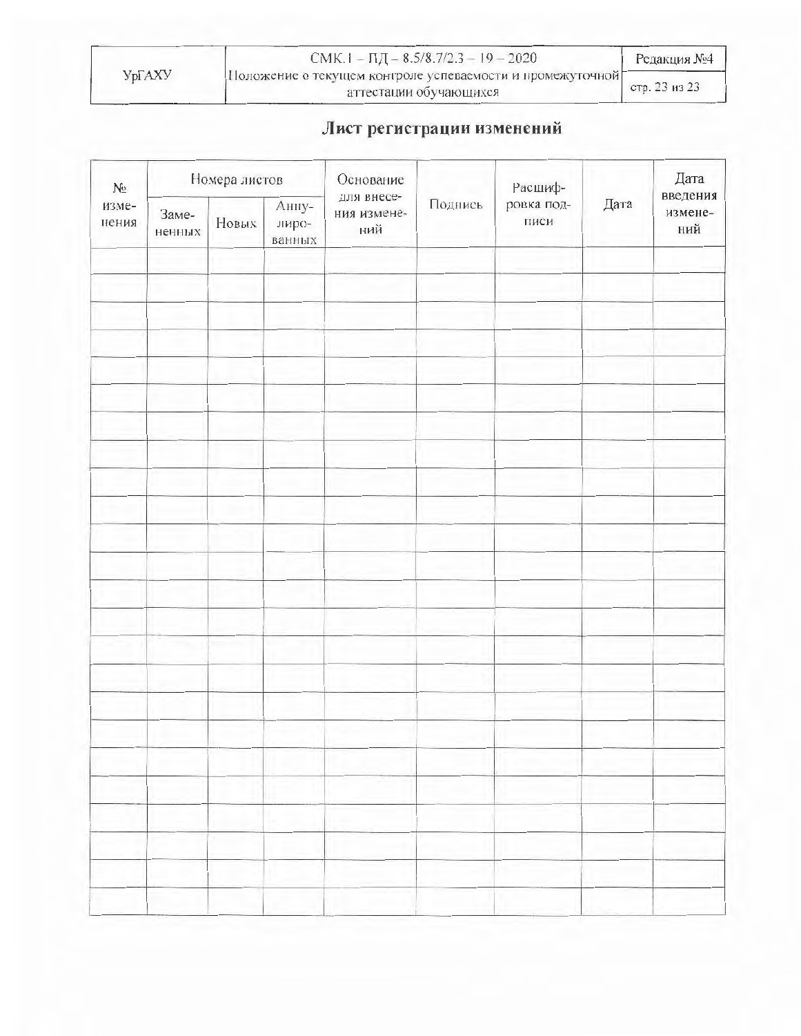# Лист регистрации изменений

| № изменения | Номера листов | | | Основание для внесения изменений | Подпись | Расшифровка подписи | Дата | Дата введения изменений |
|---|---|---|---|---|---|---|---|---|
| | Замененных | Новых | Аннулированных | | | | | |
| | | | | | | | | |
| | | | | | | | | |
| | | | | | | | | |
| | | | | | | | | |
| | | | | | | | | |
| | | | | | | | | |
| | | | | | | | | |
| | | | | | | | | |
| | | | | | | | | |
| | | | | | | | | |
| | | | | | | | | |
| | | | | | | | | |
| | | | | | | | | |
| | | | | | | | | |
| | | | | | | | | |
| | | | | | | | | |
| | | | | | | | | |
| | | | | | | | | |
| | | | | | | | | |
| | | | | | | | | |
| | | | | | | | | |
| | | | | | | | | |
| | | | | | | | | |
| | | | | | | | | |